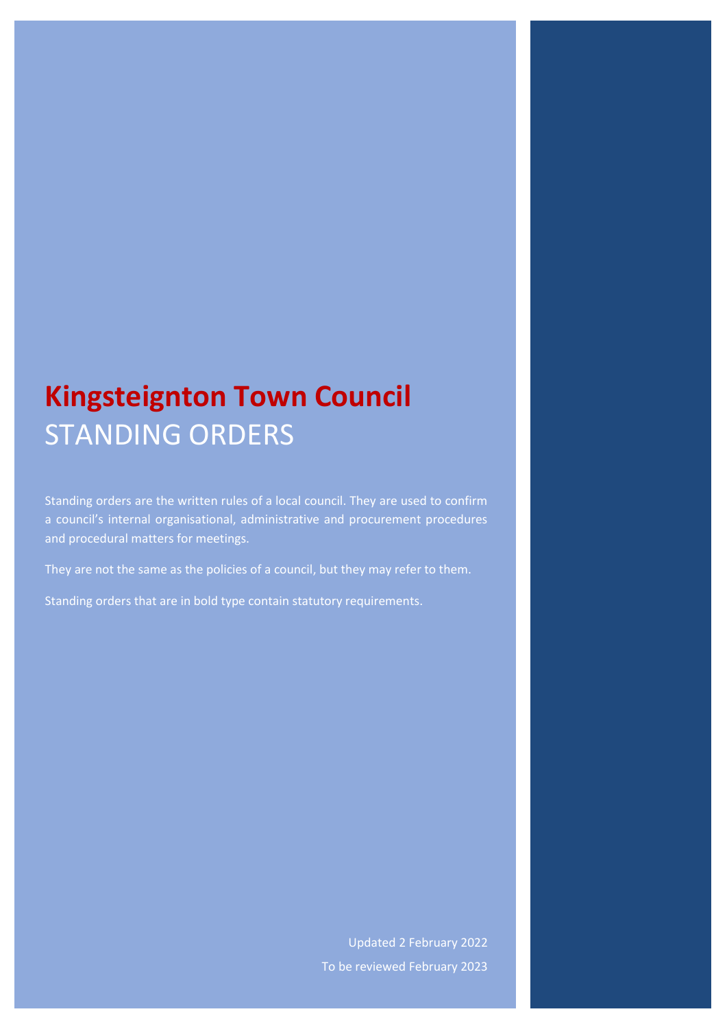# Kingsteignton Town Council
## STANDING ORDERS

Standing orders are the written rules of a local council. They are used to confirm a council's internal organisational, administrative and procurement procedures and procedural matters for meetings.

They are not the same as the policies of a council, but they may refer to them.

Standing orders that are in bold type contain statutory requirements.

Updated 2 February 2022

To be reviewed February 2023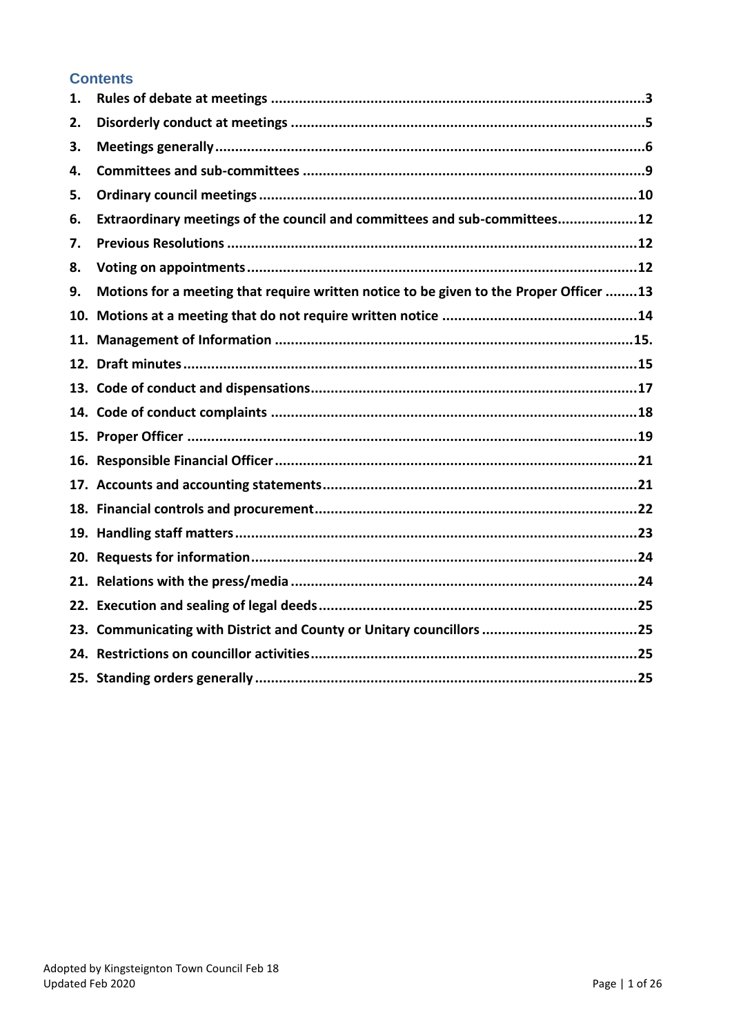## Contents

1. Rules of debate at meetings ....................3
2. Disorderly conduct at meetings ....................5
3. Meetings generally ....................6
4. Committees and sub-committees ....................9
5. Ordinary council meetings ....................10
6. Extraordinary meetings of the council and committees and sub-committees ....................12
7. Previous Resolutions ....................12
8. Voting on appointments ....................12
9. Motions for a meeting that require written notice to be given to the Proper Officer ....................13
10. Motions at a meeting that do not require written notice ....................14
11. Management of Information ....................15.
12. Draft minutes ....................15
13. Code of conduct and dispensations ....................17
14. Code of conduct complaints ....................18
15. Proper Officer ....................19
16. Responsible Financial Officer ....................21
17. Accounts and accounting statements ....................21
18. Financial controls and procurement ....................22
19. Handling staff matters ....................23
20. Requests for information ....................24
21. Relations with the press/media ....................24
22. Execution and sealing of legal deeds ....................25
23. Communicating with District and County or Unitary councillors ....................25
24. Restrictions on councillor activities ....................25
25. Standing orders generally ....................25

Adopted by Kingsteignton Town Council Feb 18
Updated Feb 2020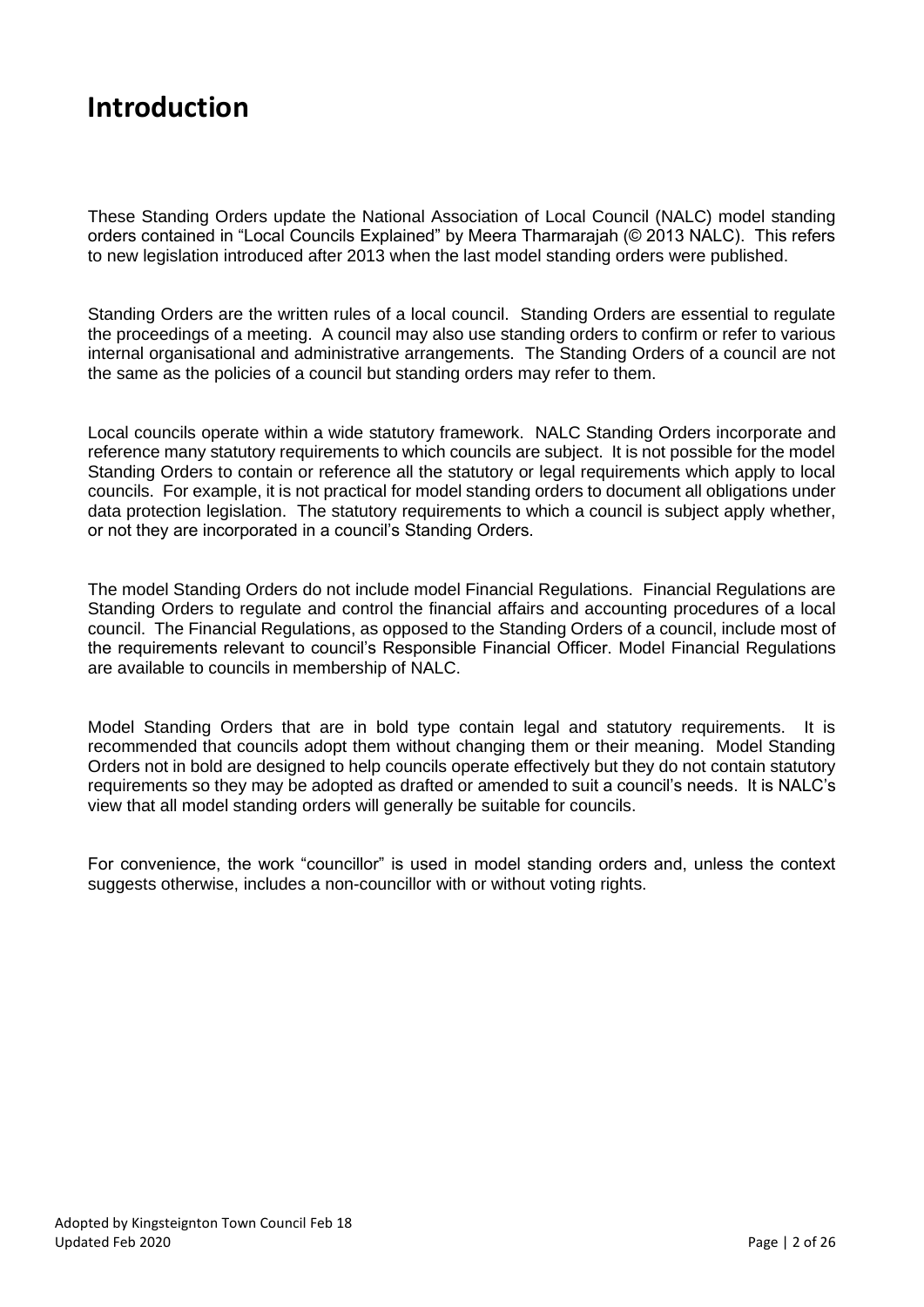# Introduction

These Standing Orders update the National Association of Local Council (NALC) model standing orders contained in "Local Councils Explained" by Meera Tharmarajah (© 2013 NALC). This refers to new legislation introduced after 2013 when the last model standing orders were published.

Standing Orders are the written rules of a local council. Standing Orders are essential to regulate the proceedings of a meeting. A council may also use standing orders to confirm or refer to various internal organisational and administrative arrangements. The Standing Orders of a council are not the same as the policies of a council but standing orders may refer to them.

Local councils operate within a wide statutory framework. NALC Standing Orders incorporate and reference many statutory requirements to which councils are subject. It is not possible for the model Standing Orders to contain or reference all the statutory or legal requirements which apply to local councils. For example, it is not practical for model standing orders to document all obligations under data protection legislation. The statutory requirements to which a council is subject apply whether, or not they are incorporated in a council's Standing Orders.

The model Standing Orders do not include model Financial Regulations. Financial Regulations are Standing Orders to regulate and control the financial affairs and accounting procedures of a local council. The Financial Regulations, as opposed to the Standing Orders of a council, include most of the requirements relevant to council's Responsible Financial Officer. Model Financial Regulations are available to councils in membership of NALC.

Model Standing Orders that are in bold type contain legal and statutory requirements. It is recommended that councils adopt them without changing them or their meaning. Model Standing Orders not in bold are designed to help councils operate effectively but they do not contain statutory requirements so they may be adopted as drafted or amended to suit a council's needs. It is NALC's view that all model standing orders will generally be suitable for councils.

For convenience, the work "councillor" is used in model standing orders and, unless the context suggests otherwise, includes a non-councillor with or without voting rights.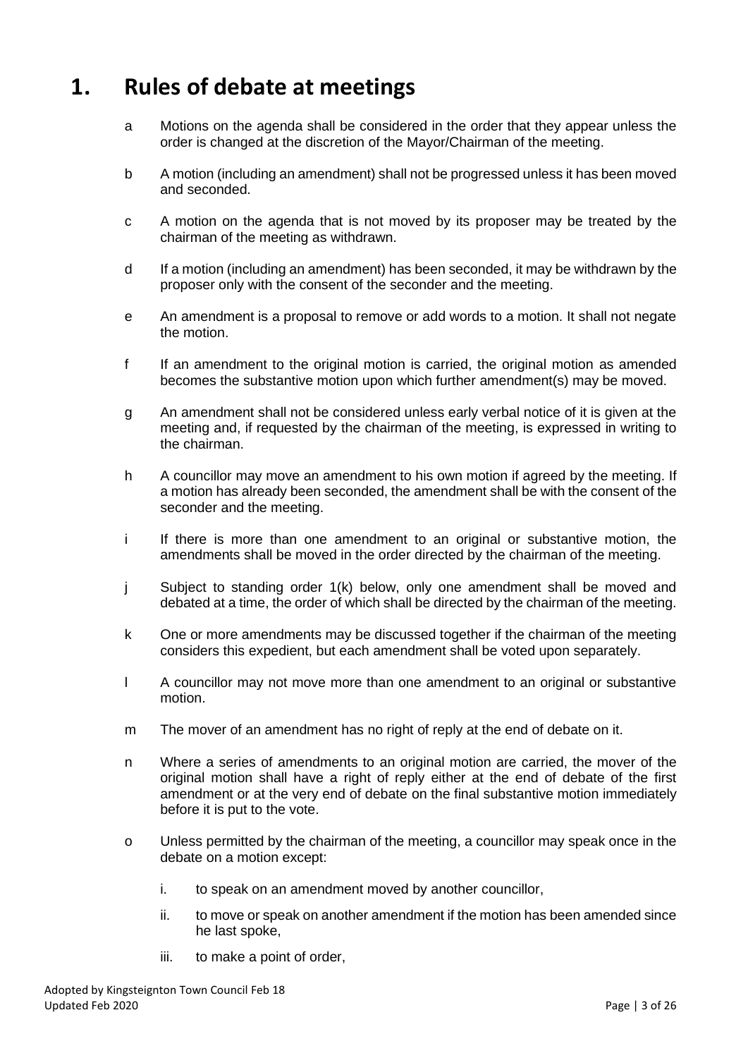# 1. Rules of debate at meetings

a Motions on the agenda shall be considered in the order that they appear unless the order is changed at the discretion of the Mayor/Chairman of the meeting.

b A motion (including an amendment) shall not be progressed unless it has been moved and seconded.

c A motion on the agenda that is not moved by its proposer may be treated by the chairman of the meeting as withdrawn.

d If a motion (including an amendment) has been seconded, it may be withdrawn by the proposer only with the consent of the seconder and the meeting.

e An amendment is a proposal to remove or add words to a motion. It shall not negate the motion.

f If an amendment to the original motion is carried, the original motion as amended becomes the substantive motion upon which further amendment(s) may be moved.

g An amendment shall not be considered unless early verbal notice of it is given at the meeting and, if requested by the chairman of the meeting, is expressed in writing to the chairman.

h A councillor may move an amendment to his own motion if agreed by the meeting. If a motion has already been seconded, the amendment shall be with the consent of the seconder and the meeting.

i If there is more than one amendment to an original or substantive motion, the amendments shall be moved in the order directed by the chairman of the meeting.

j Subject to standing order 1(k) below, only one amendment shall be moved and debated at a time, the order of which shall be directed by the chairman of the meeting.

k One or more amendments may be discussed together if the chairman of the meeting considers this expedient, but each amendment shall be voted upon separately.

l A councillor may not move more than one amendment to an original or substantive motion.

m The mover of an amendment has no right of reply at the end of debate on it.

n Where a series of amendments to an original motion are carried, the mover of the original motion shall have a right of reply either at the end of debate of the first amendment or at the very end of debate on the final substantive motion immediately before it is put to the vote.

o Unless permitted by the chairman of the meeting, a councillor may speak once in the debate on a motion except:

i. to speak on an amendment moved by another councillor,

ii. to move or speak on another amendment if the motion has been amended since he last spoke,

iii. to make a point of order,

Adopted by Kingsteignton Town Council Feb 18
Updated Feb 2020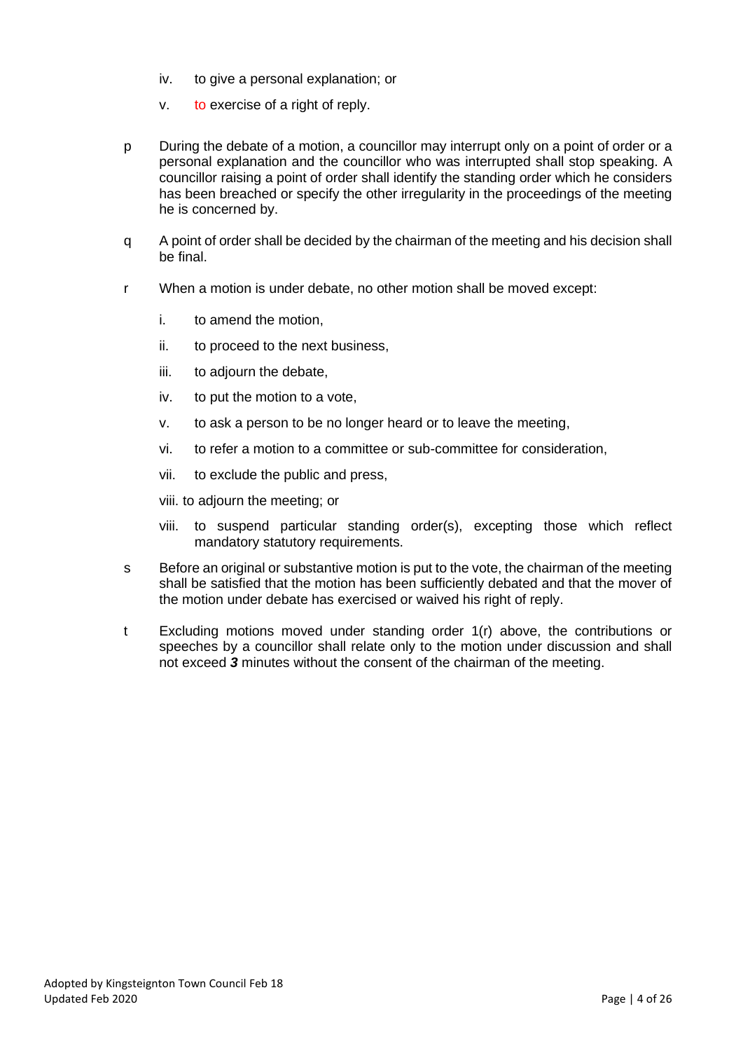iv. to give a personal explanation; or

v. to exercise of a right of reply.

p During the debate of a motion, a councillor may interrupt only on a point of order or a personal explanation and the councillor who was interrupted shall stop speaking. A councillor raising a point of order shall identify the standing order which he considers has been breached or specify the other irregularity in the proceedings of the meeting he is concerned by.

q A point of order shall be decided by the chairman of the meeting and his decision shall be final.

r When a motion is under debate, no other motion shall be moved except:

i. to amend the motion,

ii. to proceed to the next business,

iii. to adjourn the debate,

iv. to put the motion to a vote,

v. to ask a person to be no longer heard or to leave the meeting,

vi. to refer a motion to a committee or sub-committee for consideration,

vii. to exclude the public and press,

viii. to adjourn the meeting; or

viii. to suspend particular standing order(s), excepting those which reflect mandatory statutory requirements.

s Before an original or substantive motion is put to the vote, the chairman of the meeting shall be satisfied that the motion has been sufficiently debated and that the mover of the motion under debate has exercised or waived his right of reply.

t Excluding motions moved under standing order 1(r) above, the contributions or speeches by a councillor shall relate only to the motion under discussion and shall not exceed ***3*** minutes without the consent of the chairman of the meeting.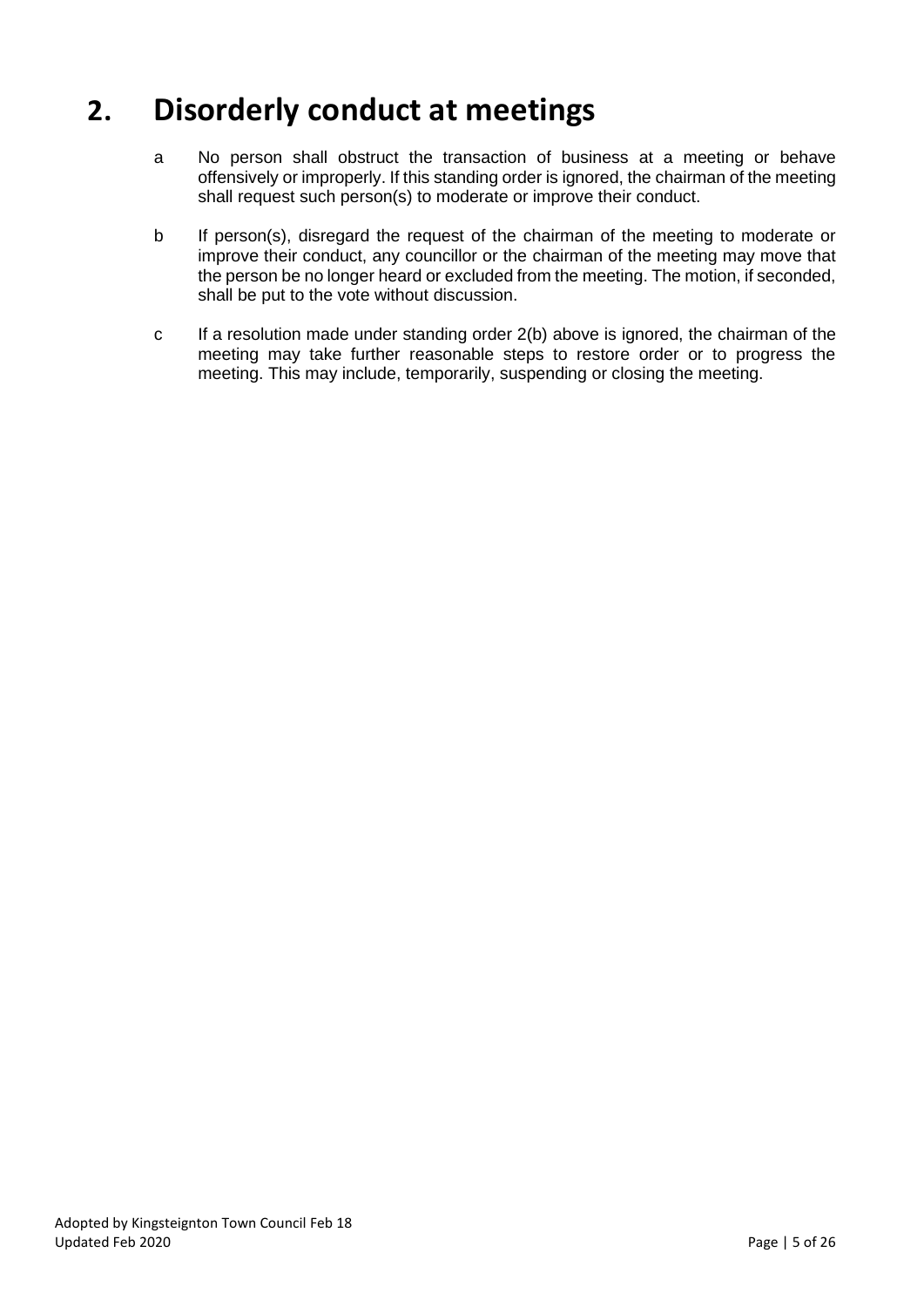## 2. Disorderly conduct at meetings

a No person shall obstruct the transaction of business at a meeting or behave offensively or improperly. If this standing order is ignored, the chairman of the meeting shall request such person(s) to moderate or improve their conduct.

b If person(s), disregard the request of the chairman of the meeting to moderate or improve their conduct, any councillor or the chairman of the meeting may move that the person be no longer heard or excluded from the meeting. The motion, if seconded, shall be put to the vote without discussion.

c If a resolution made under standing order 2(b) above is ignored, the chairman of the meeting may take further reasonable steps to restore order or to progress the meeting. This may include, temporarily, suspending or closing the meeting.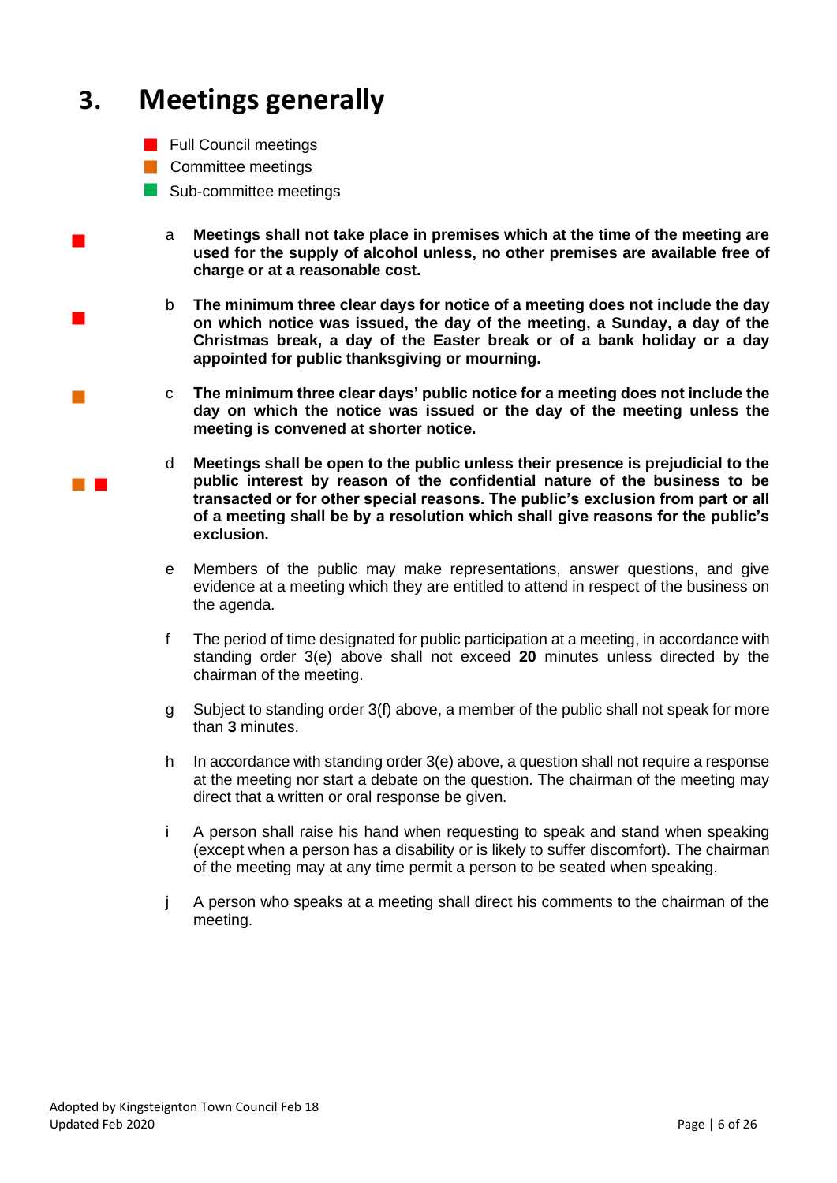## 3. Meetings generally

- Full Council meetings
- Committee meetings
- Sub-committee meetings

a **Meetings shall not take place in premises which at the time of the meeting are used for the supply of alcohol unless, no other premises are available free of charge or at a reasonable cost.**

b **The minimum three clear days for notice of a meeting does not include the day on which notice was issued, the day of the meeting, a Sunday, a day of the Christmas break, a day of the Easter break or of a bank holiday or a day appointed for public thanksgiving or mourning.**

c **The minimum three clear days' public notice for a meeting does not include the day on which the notice was issued or the day of the meeting unless the meeting is convened at shorter notice.**

d **Meetings shall be open to the public unless their presence is prejudicial to the public interest by reason of the confidential nature of the business to be transacted or for other special reasons. The public's exclusion from part or all of a meeting shall be by a resolution which shall give reasons for the public's exclusion.**

e Members of the public may make representations, answer questions, and give evidence at a meeting which they are entitled to attend in respect of the business on the agenda.

f The period of time designated for public participation at a meeting, in accordance with standing order 3(e) above shall not exceed **20** minutes unless directed by the chairman of the meeting.

g Subject to standing order 3(f) above, a member of the public shall not speak for more than **3** minutes.

h In accordance with standing order 3(e) above, a question shall not require a response at the meeting nor start a debate on the question. The chairman of the meeting may direct that a written or oral response be given.

i A person shall raise his hand when requesting to speak and stand when speaking (except when a person has a disability or is likely to suffer discomfort). The chairman of the meeting may at any time permit a person to be seated when speaking.

j A person who speaks at a meeting shall direct his comments to the chairman of the meeting.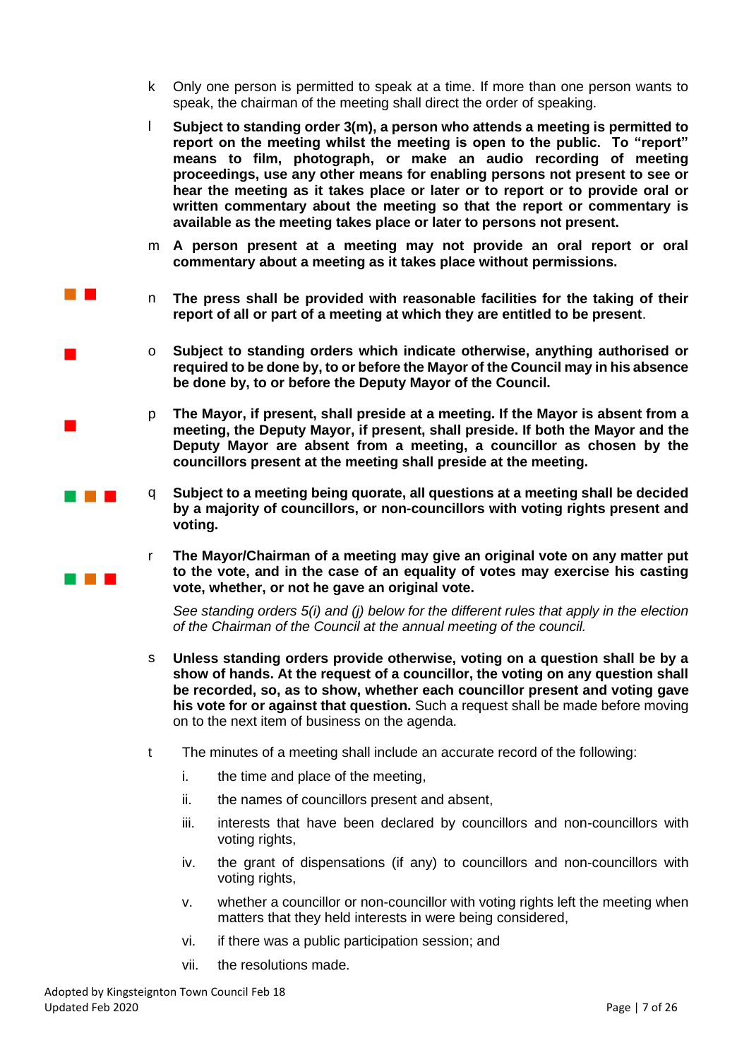k Only one person is permitted to speak at a time. If more than one person wants to speak, the chairman of the meeting shall direct the order of speaking.

l **Subject to standing order 3(m), a person who attends a meeting is permitted to report on the meeting whilst the meeting is open to the public. To "report" means to film, photograph, or make an audio recording of meeting proceedings, use any other means for enabling persons not present to see or hear the meeting as it takes place or later or to report or to provide oral or written commentary about the meeting so that the report or commentary is available as the meeting takes place or later to persons not present.**

m **A person present at a meeting may not provide an oral report or oral commentary about a meeting as it takes place without permissions.**

n **The press shall be provided with reasonable facilities for the taking of their report of all or part of a meeting at which they are entitled to be present**.

o **Subject to standing orders which indicate otherwise, anything authorised or required to be done by, to or before the Mayor of the Council may in his absence be done by, to or before the Deputy Mayor of the Council.**

p **The Mayor, if present, shall preside at a meeting. If the Mayor is absent from a meeting, the Deputy Mayor, if present, shall preside. If both the Mayor and the Deputy Mayor are absent from a meeting, a councillor as chosen by the councillors present at the meeting shall preside at the meeting.**

q **Subject to a meeting being quorate, all questions at a meeting shall be decided by a majority of councillors, or non-councillors with voting rights present and voting.**

r **The Mayor/Chairman of a meeting may give an original vote on any matter put to the vote, and in the case of an equality of votes may exercise his casting vote, whether, or not he gave an original vote.**

*See standing orders 5(i) and (j) below for the different rules that apply in the election of the Chairman of the Council at the annual meeting of the council.*

s **Unless standing orders provide otherwise, voting on a question shall be by a show of hands. At the request of a councillor, the voting on any question shall be recorded, so, as to show, whether each councillor present and voting gave his vote for or against that question.** Such a request shall be made before moving on to the next item of business on the agenda.

t The minutes of a meeting shall include an accurate record of the following:

i. the time and place of the meeting,
ii. the names of councillors present and absent,
iii. interests that have been declared by councillors and non-councillors with voting rights,
iv. the grant of dispensations (if any) to councillors and non-councillors with voting rights,
v. whether a councillor or non-councillor with voting rights left the meeting when matters that they held interests in were being considered,
vi. if there was a public participation session; and
vii. the resolutions made.

Adopted by Kingsteignton Town Council Feb 18
Updated Feb 2020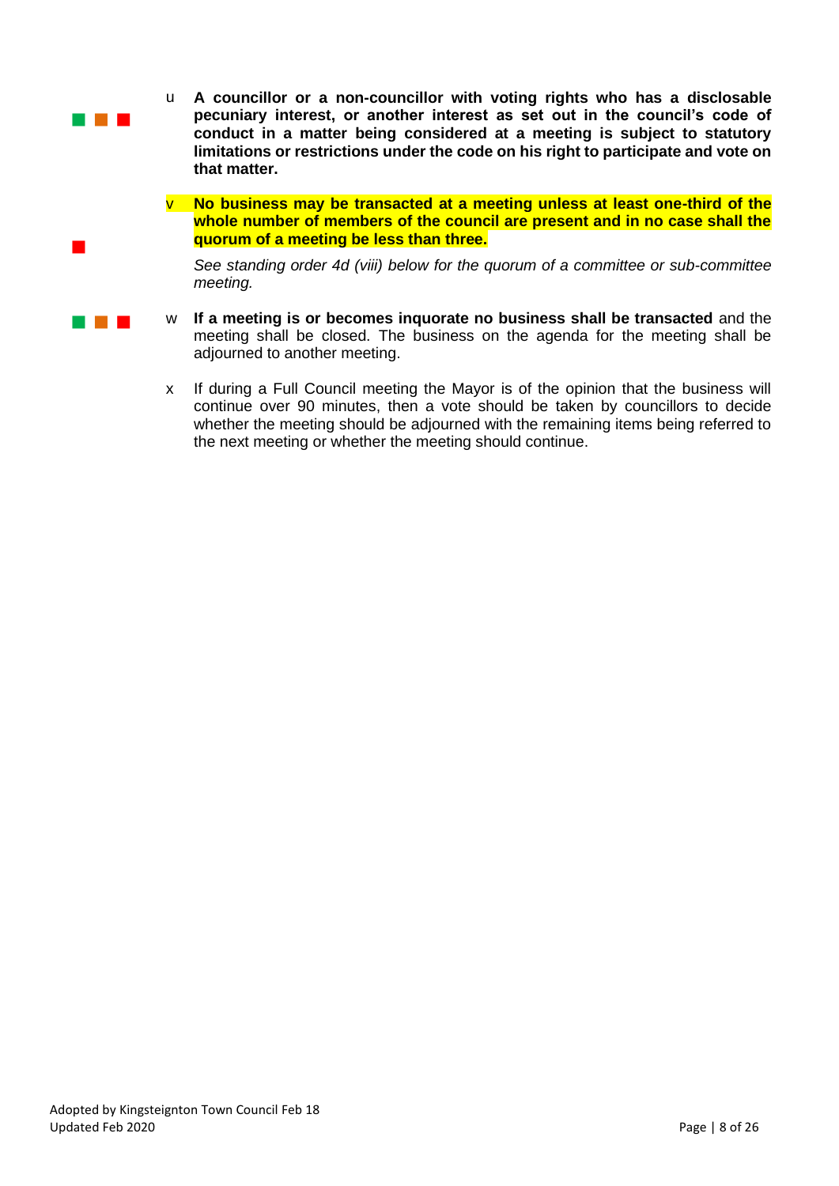u **A councillor or a non-councillor with voting rights who has a disclosable pecuniary interest, or another interest as set out in the council's code of conduct in a matter being considered at a meeting is subject to statutory limitations or restrictions under the code on his right to participate and vote on that matter.**

v **No business may be transacted at a meeting unless at least one-third of the whole number of members of the council are present and in no case shall the quorum of a meeting be less than three.**

*See standing order 4d (viii) below for the quorum of a committee or sub-committee meeting.*

w **If a meeting is or becomes inquorate no business shall be transacted** and the meeting shall be closed. The business on the agenda for the meeting shall be adjourned to another meeting.

x If during a Full Council meeting the Mayor is of the opinion that the business will continue over 90 minutes, then a vote should be taken by councillors to decide whether the meeting should be adjourned with the remaining items being referred to the next meeting or whether the meeting should continue.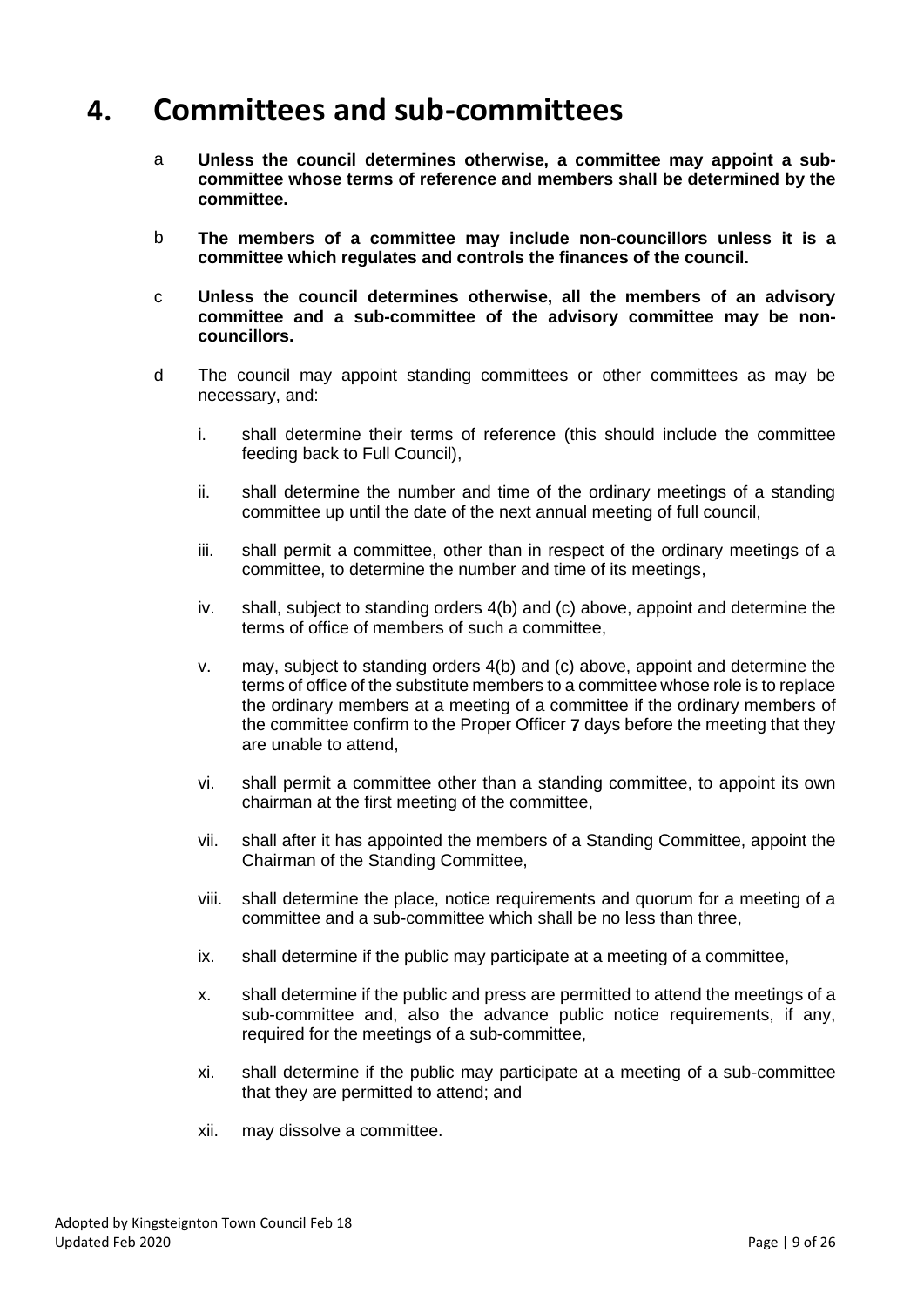# 4. Committees and sub-committees

a **Unless the council determines otherwise, a committee may appoint a sub-committee whose terms of reference and members shall be determined by the committee.**

b **The members of a committee may include non-councillors unless it is a committee which regulates and controls the finances of the council.**

c **Unless the council determines otherwise, all the members of an advisory committee and a sub-committee of the advisory committee may be non-councillors.**

d The council may appoint standing committees or other committees as may be necessary, and:

i. shall determine their terms of reference (this should include the committee feeding back to Full Council),

ii. shall determine the number and time of the ordinary meetings of a standing committee up until the date of the next annual meeting of full council,

iii. shall permit a committee, other than in respect of the ordinary meetings of a committee, to determine the number and time of its meetings,

iv. shall, subject to standing orders 4(b) and (c) above, appoint and determine the terms of office of members of such a committee,

v. may, subject to standing orders 4(b) and (c) above, appoint and determine the terms of office of the substitute members to a committee whose role is to replace the ordinary members at a meeting of a committee if the ordinary members of the committee confirm to the Proper Officer **7** days before the meeting that they are unable to attend,

vi. shall permit a committee other than a standing committee, to appoint its own chairman at the first meeting of the committee,

vii. shall after it has appointed the members of a Standing Committee, appoint the Chairman of the Standing Committee,

viii. shall determine the place, notice requirements and quorum for a meeting of a committee and a sub-committee which shall be no less than three,

ix. shall determine if the public may participate at a meeting of a committee,

x. shall determine if the public and press are permitted to attend the meetings of a sub-committee and, also the advance public notice requirements, if any, required for the meetings of a sub-committee,

xi. shall determine if the public may participate at a meeting of a sub-committee that they are permitted to attend; and

xii. may dissolve a committee.

Adopted by Kingsteignton Town Council Feb 18
Updated Feb 2020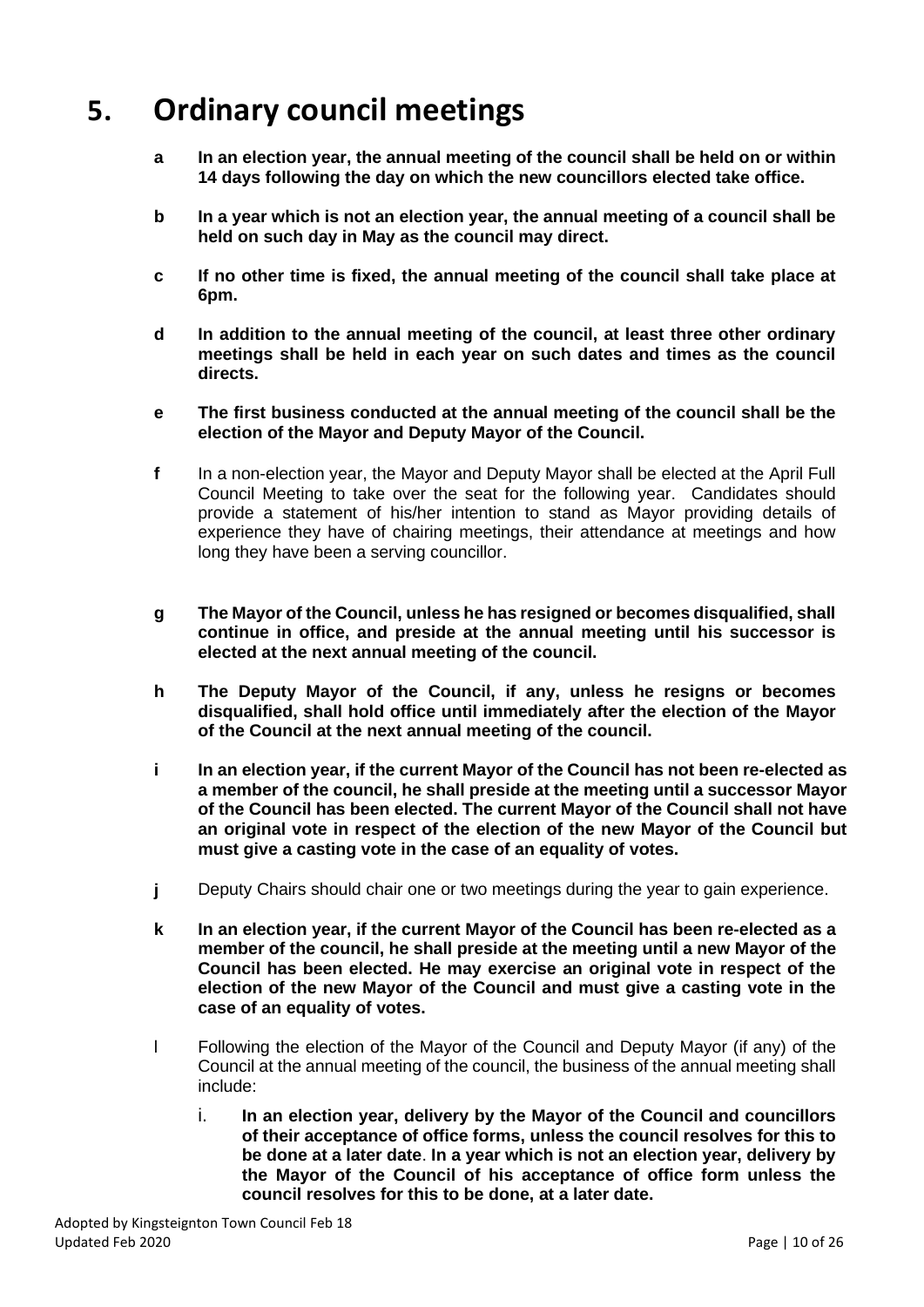# 5. Ordinary council meetings

- **a** **In an election year, the annual meeting of the council shall be held on or within 14 days following the day on which the new councillors elected take office.**

- **b** **In a year which is not an election year, the annual meeting of a council shall be held on such day in May as the council may direct.**

- **c** **If no other time is fixed, the annual meeting of the council shall take place at 6pm.**

- **d** **In addition to the annual meeting of the council, at least three other ordinary meetings shall be held in each year on such dates and times as the council directs.**

- **e** **The first business conducted at the annual meeting of the council shall be the election of the Mayor and Deputy Mayor of the Council.**

- **f** In a non-election year, the Mayor and Deputy Mayor shall be elected at the April Full Council Meeting to take over the seat for the following year. Candidates should provide a statement of his/her intention to stand as Mayor providing details of experience they have of chairing meetings, their attendance at meetings and how long they have been a serving councillor.

- **g** **The Mayor of the Council, unless he has resigned or becomes disqualified, shall continue in office, and preside at the annual meeting until his successor is elected at the next annual meeting of the council.**

- **h** **The Deputy Mayor of the Council, if any, unless he resigns or becomes disqualified, shall hold office until immediately after the election of the Mayor of the Council at the next annual meeting of the council.**

- **i** **In an election year, if the current Mayor of the Council has not been re-elected as a member of the council, he shall preside at the meeting until a successor Mayor of the Council has been elected. The current Mayor of the Council shall not have an original vote in respect of the election of the new Mayor of the Council but must give a casting vote in the case of an equality of votes.**

- **j** Deputy Chairs should chair one or two meetings during the year to gain experience.

- **k** **In an election year, if the current Mayor of the Council has been re-elected as a member of the council, he shall preside at the meeting until a new Mayor of the Council has been elected. He may exercise an original vote in respect of the election of the new Mayor of the Council and must give a casting vote in the case of an equality of votes.**

- l Following the election of the Mayor of the Council and Deputy Mayor (if any) of the Council at the annual meeting of the council, the business of the annual meeting shall include:

    i. **In an election year, delivery by the Mayor of the Council and councillors of their acceptance of office forms, unless the council resolves for this to be done at a later date**. **In a year which is not an election year, delivery by the Mayor of the Council of his acceptance of office form unless the council resolves for this to be done, at a later date.**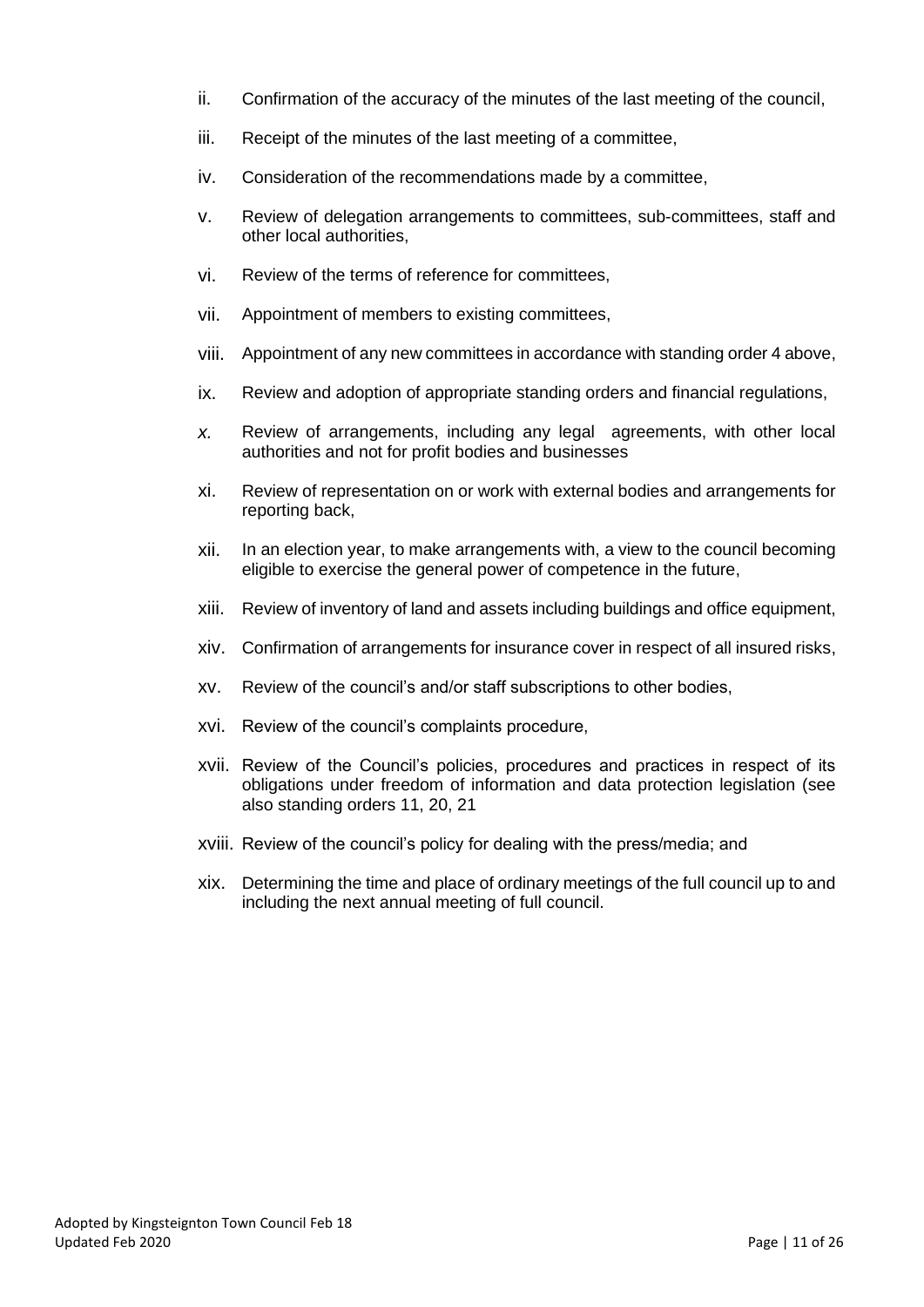ii. Confirmation of the accuracy of the minutes of the last meeting of the council,

iii. Receipt of the minutes of the last meeting of a committee,

iv. Consideration of the recommendations made by a committee,

v. Review of delegation arrangements to committees, sub-committees, staff and other local authorities,

vi. Review of the terms of reference for committees,

vii. Appointment of members to existing committees,

viii. Appointment of any new committees in accordance with standing order 4 above,

ix. Review and adoption of appropriate standing orders and financial regulations,

*x.* Review of arrangements, including any legal agreements, with other local authorities and not for profit bodies and businesses

xi. Review of representation on or work with external bodies and arrangements for reporting back,

xii. In an election year, to make arrangements with, a view to the council becoming eligible to exercise the general power of competence in the future,

xiii. Review of inventory of land and assets including buildings and office equipment,

xiv. Confirmation of arrangements for insurance cover in respect of all insured risks,

xv. Review of the council's and/or staff subscriptions to other bodies,

xvi. Review of the council's complaints procedure,

xvii. Review of the Council's policies, procedures and practices in respect of its obligations under freedom of information and data protection legislation (see also standing orders 11, 20, 21

xviii. Review of the council's policy for dealing with the press/media; and

xix. Determining the time and place of ordinary meetings of the full council up to and including the next annual meeting of full council.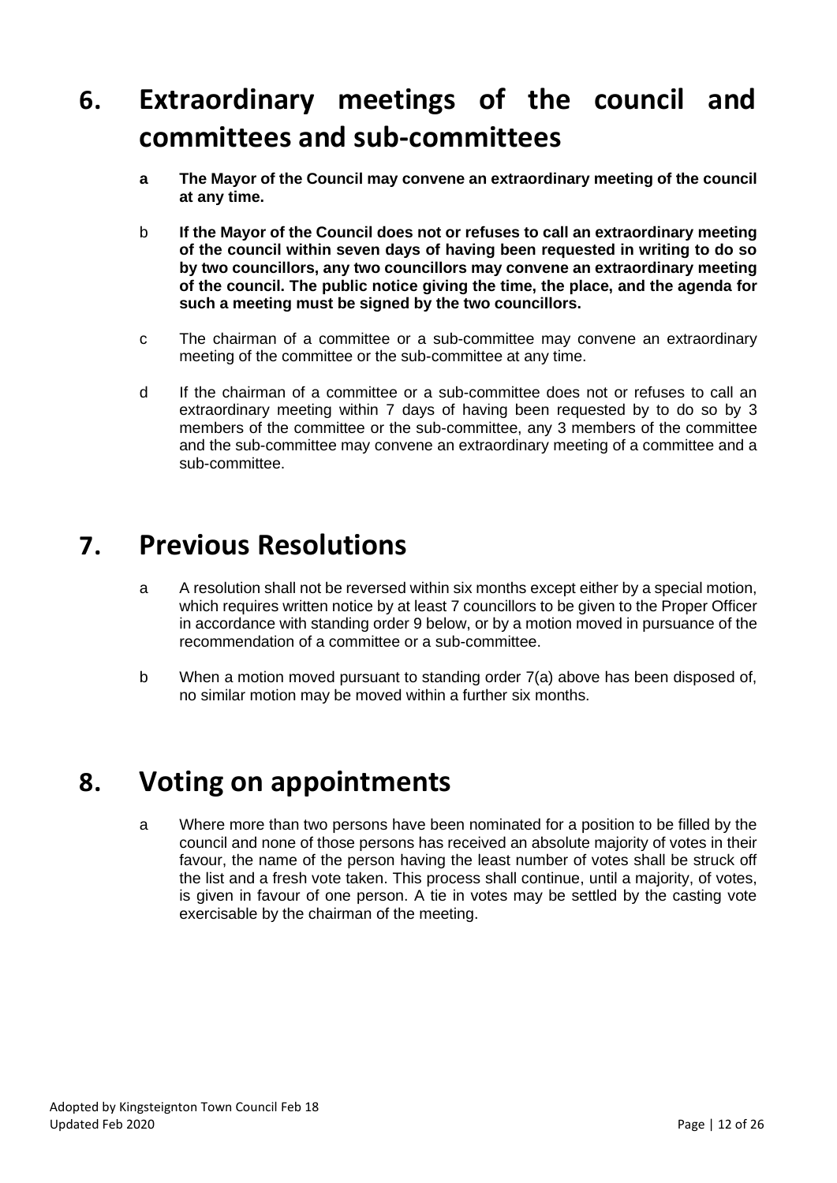# 6. Extraordinary meetings of the council and committees and sub-committees

a **The Mayor of the Council may convene an extraordinary meeting of the council at any time.**

b **If the Mayor of the Council does not or refuses to call an extraordinary meeting of the council within seven days of having been requested in writing to do so by two councillors, any two councillors may convene an extraordinary meeting of the council. The public notice giving the time, the place, and the agenda for such a meeting must be signed by the two councillors.**

c The chairman of a committee or a sub-committee may convene an extraordinary meeting of the committee or the sub-committee at any time.

d If the chairman of a committee or a sub-committee does not or refuses to call an extraordinary meeting within 7 days of having been requested by to do so by 3 members of the committee or the sub-committee, any 3 members of the committee and the sub-committee may convene an extraordinary meeting of a committee and a sub-committee.

# 7. Previous Resolutions

a A resolution shall not be reversed within six months except either by a special motion, which requires written notice by at least 7 councillors to be given to the Proper Officer in accordance with standing order 9 below, or by a motion moved in pursuance of the recommendation of a committee or a sub-committee.

b When a motion moved pursuant to standing order 7(a) above has been disposed of, no similar motion may be moved within a further six months.

# 8. Voting on appointments

a Where more than two persons have been nominated for a position to be filled by the council and none of those persons has received an absolute majority of votes in their favour, the name of the person having the least number of votes shall be struck off the list and a fresh vote taken. This process shall continue, until a majority, of votes, is given in favour of one person. A tie in votes may be settled by the casting vote exercisable by the chairman of the meeting.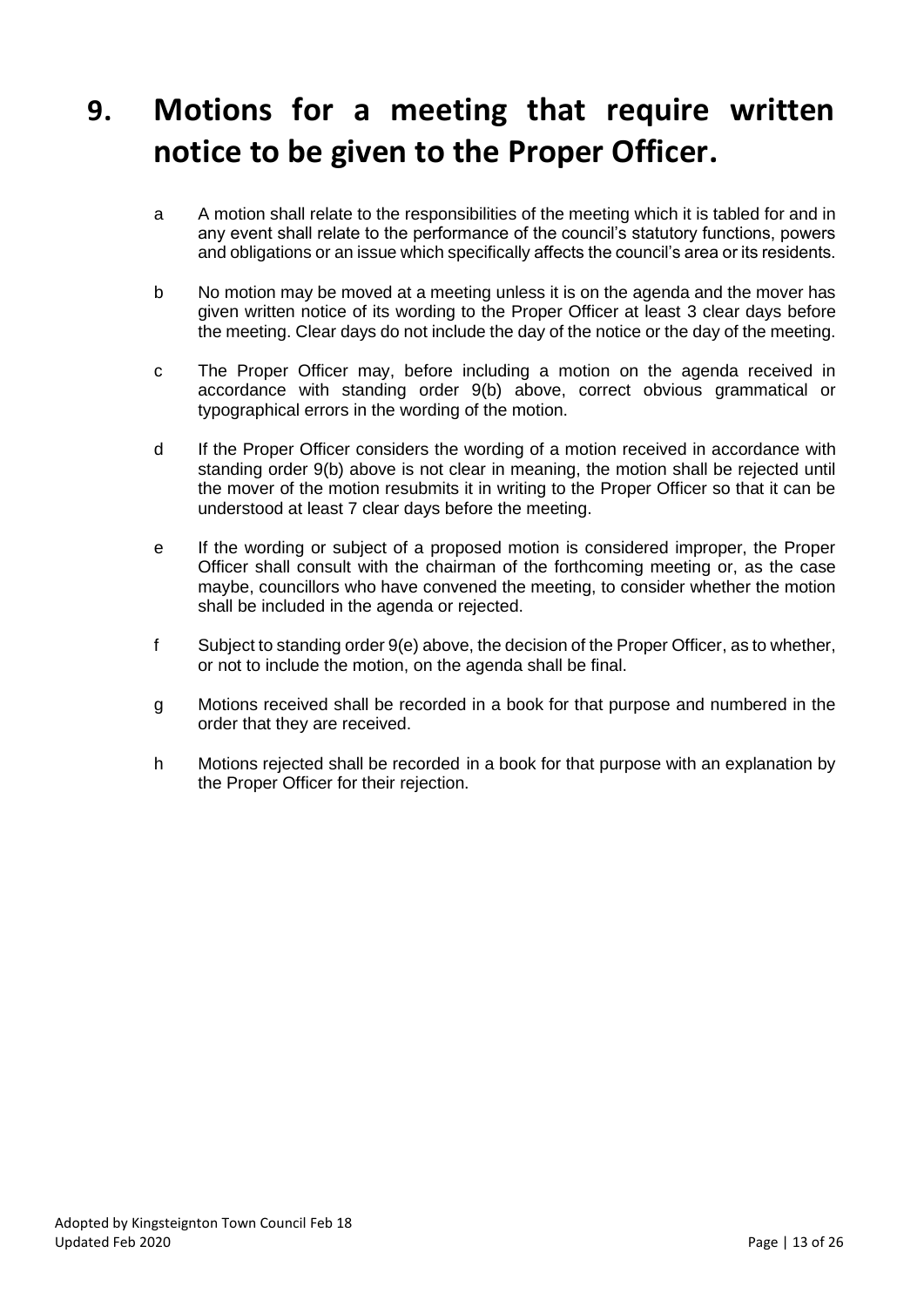# 9. Motions for a meeting that require written notice to be given to the Proper Officer.

a A motion shall relate to the responsibilities of the meeting which it is tabled for and in any event shall relate to the performance of the council's statutory functions, powers and obligations or an issue which specifically affects the council's area or its residents.

b No motion may be moved at a meeting unless it is on the agenda and the mover has given written notice of its wording to the Proper Officer at least 3 clear days before the meeting. Clear days do not include the day of the notice or the day of the meeting.

c The Proper Officer may, before including a motion on the agenda received in accordance with standing order 9(b) above, correct obvious grammatical or typographical errors in the wording of the motion.

d If the Proper Officer considers the wording of a motion received in accordance with standing order 9(b) above is not clear in meaning, the motion shall be rejected until the mover of the motion resubmits it in writing to the Proper Officer so that it can be understood at least 7 clear days before the meeting.

e If the wording or subject of a proposed motion is considered improper, the Proper Officer shall consult with the chairman of the forthcoming meeting or, as the case maybe, councillors who have convened the meeting, to consider whether the motion shall be included in the agenda or rejected.

f Subject to standing order 9(e) above, the decision of the Proper Officer, as to whether, or not to include the motion, on the agenda shall be final.

g Motions received shall be recorded in a book for that purpose and numbered in the order that they are received.

h Motions rejected shall be recorded in a book for that purpose with an explanation by the Proper Officer for their rejection.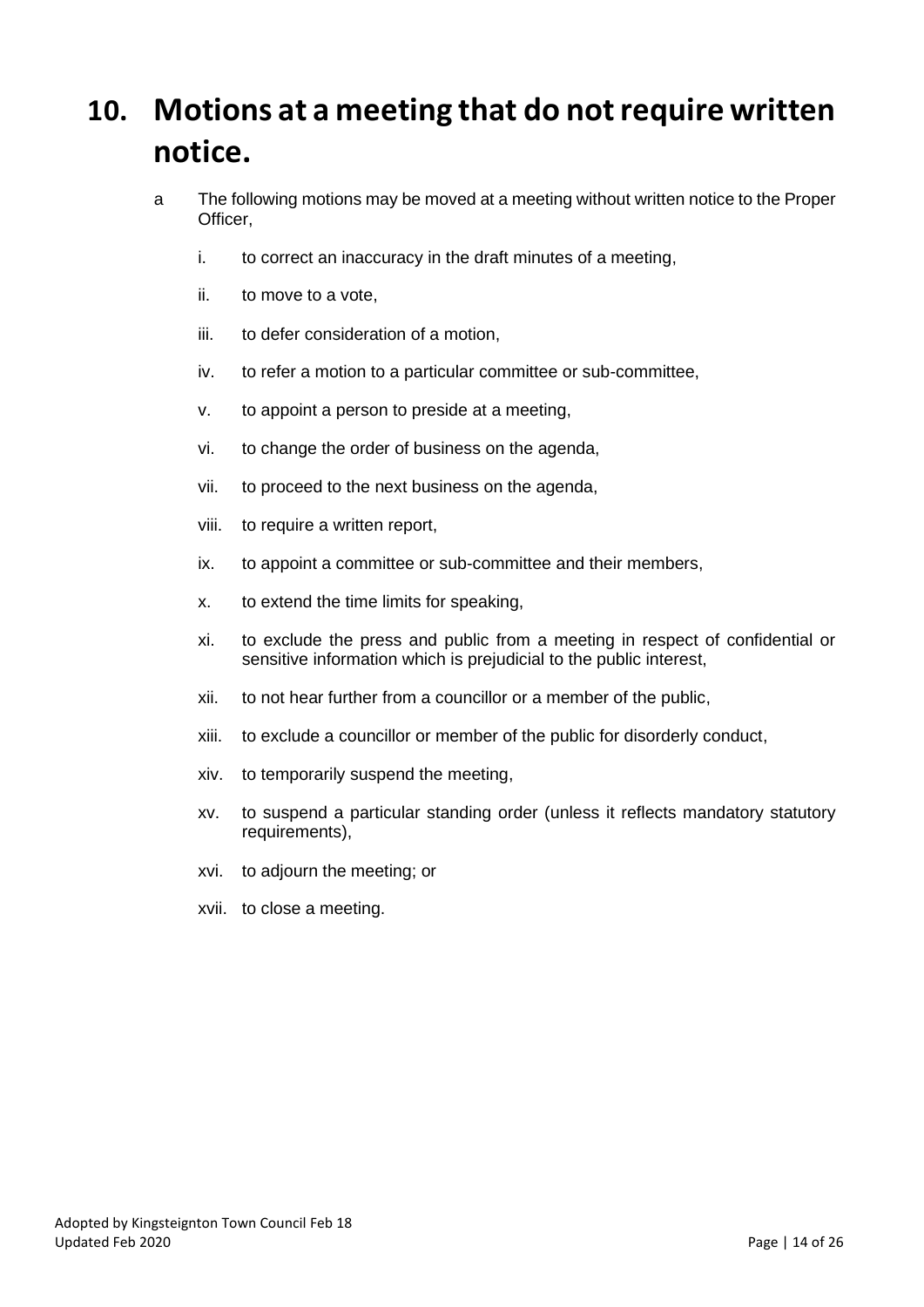# 10. Motions at a meeting that do not require written notice.

a The following motions may be moved at a meeting without written notice to the Proper Officer,

i. to correct an inaccuracy in the draft minutes of a meeting,

ii. to move to a vote,

iii. to defer consideration of a motion,

iv. to refer a motion to a particular committee or sub-committee,

v. to appoint a person to preside at a meeting,

vi. to change the order of business on the agenda,

vii. to proceed to the next business on the agenda,

viii. to require a written report,

ix. to appoint a committee or sub-committee and their members,

x. to extend the time limits for speaking,

xi. to exclude the press and public from a meeting in respect of confidential or sensitive information which is prejudicial to the public interest,

xii. to not hear further from a councillor or a member of the public,

xiii. to exclude a councillor or member of the public for disorderly conduct,

xiv. to temporarily suspend the meeting,

xv. to suspend a particular standing order (unless it reflects mandatory statutory requirements),

xvi. to adjourn the meeting; or

xvii. to close a meeting.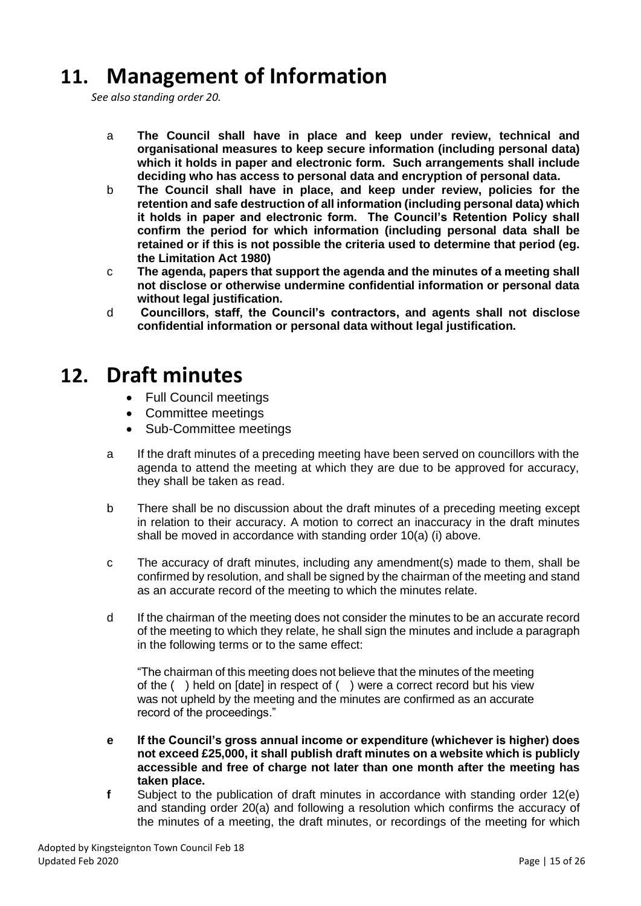# 11. Management of Information

*See also standing order 20.*

a **The Council shall have in place and keep under review, technical and organisational measures to keep secure information (including personal data) which it holds in paper and electronic form. Such arrangements shall include deciding who has access to personal data and encryption of personal data.**

b **The Council shall have in place, and keep under review, policies for the retention and safe destruction of all information (including personal data) which it holds in paper and electronic form. The Council's Retention Policy shall confirm the period for which information (including personal data shall be retained or if this is not possible the criteria used to determine that period (eg. the Limitation Act 1980)**

c **The agenda, papers that support the agenda and the minutes of a meeting shall not disclose or otherwise undermine confidential information or personal data without legal justification.**

d **Councillors, staff, the Council's contractors, and agents shall not disclose confidential information or personal data without legal justification.**

# 12. Draft minutes

- Full Council meetings
- Committee meetings
- Sub-Committee meetings

a If the draft minutes of a preceding meeting have been served on councillors with the agenda to attend the meeting at which they are due to be approved for accuracy, they shall be taken as read.

b There shall be no discussion about the draft minutes of a preceding meeting except in relation to their accuracy. A motion to correct an inaccuracy in the draft minutes shall be moved in accordance with standing order 10(a) (i) above.

c The accuracy of draft minutes, including any amendment(s) made to them, shall be confirmed by resolution, and shall be signed by the chairman of the meeting and stand as an accurate record of the meeting to which the minutes relate.

d If the chairman of the meeting does not consider the minutes to be an accurate record of the meeting to which they relate, he shall sign the minutes and include a paragraph in the following terms or to the same effect:

"The chairman of this meeting does not believe that the minutes of the meeting of the ( ) held on [date] in respect of ( ) were a correct record but his view was not upheld by the meeting and the minutes are confirmed as an accurate record of the proceedings."

**e** **If the Council's gross annual income or expenditure (whichever is higher) does not exceed £25,000, it shall publish draft minutes on a website which is publicly accessible and free of charge not later than one month after the meeting has taken place.**

**f** Subject to the publication of draft minutes in accordance with standing order 12(e) and standing order 20(a) and following a resolution which confirms the accuracy of the minutes of a meeting, the draft minutes, or recordings of the meeting for which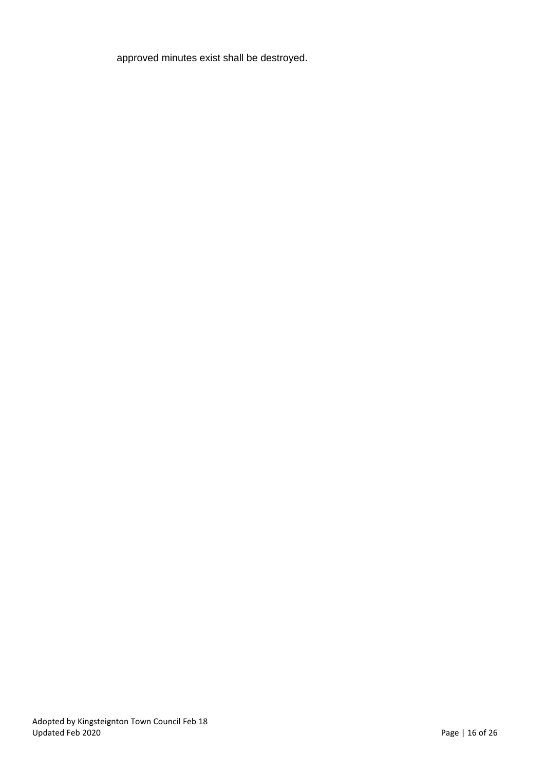approved minutes exist shall be destroyed.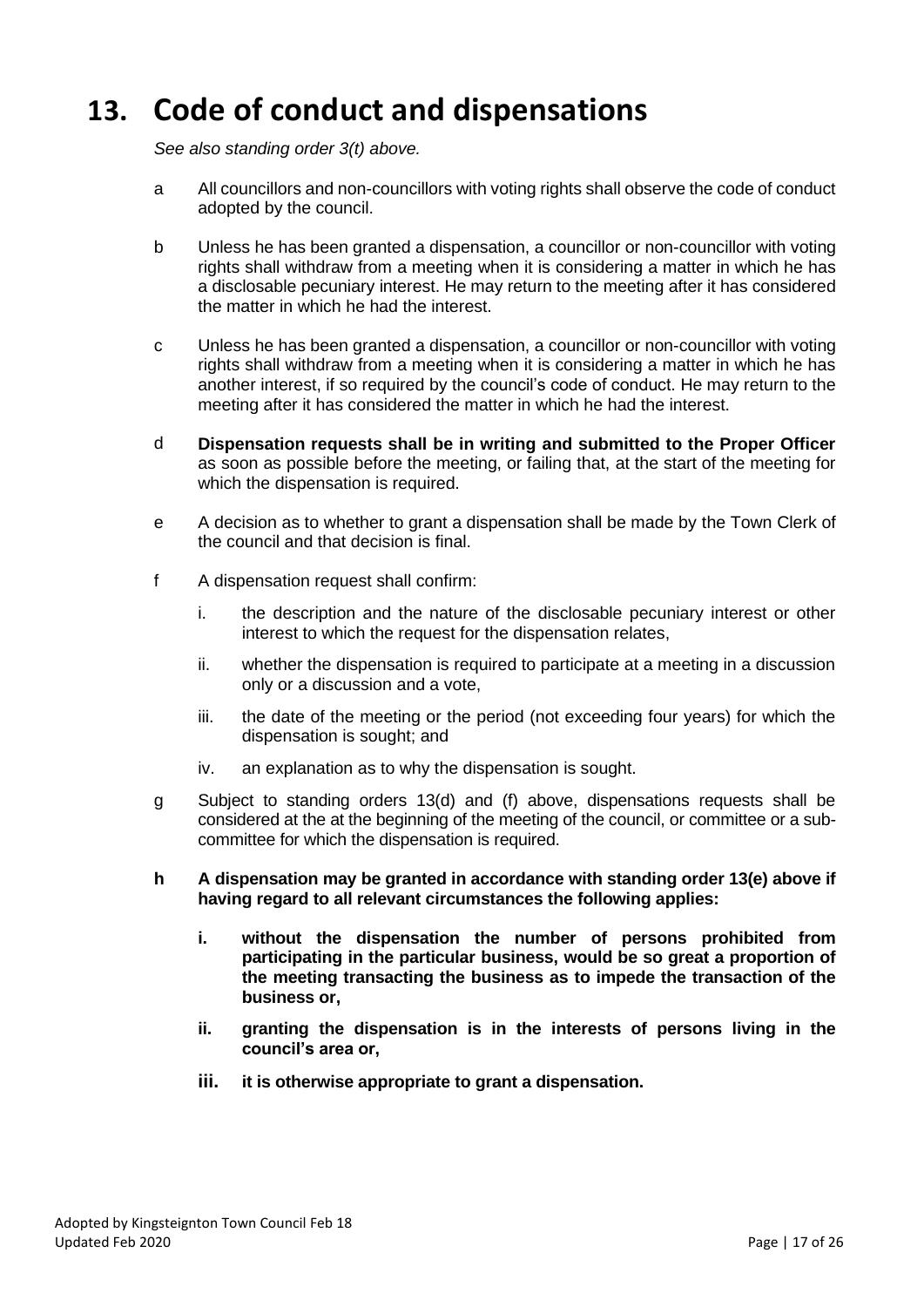# 13. Code of conduct and dispensations

*See also standing order 3(t) above.*

a All councillors and non-councillors with voting rights shall observe the code of conduct adopted by the council.

b Unless he has been granted a dispensation, a councillor or non-councillor with voting rights shall withdraw from a meeting when it is considering a matter in which he has a disclosable pecuniary interest. He may return to the meeting after it has considered the matter in which he had the interest.

c Unless he has been granted a dispensation, a councillor or non-councillor with voting rights shall withdraw from a meeting when it is considering a matter in which he has another interest, if so required by the council's code of conduct. He may return to the meeting after it has considered the matter in which he had the interest.

d **Dispensation requests shall be in writing and submitted to the Proper Officer** as soon as possible before the meeting, or failing that, at the start of the meeting for which the dispensation is required.

e A decision as to whether to grant a dispensation shall be made by the Town Clerk of the council and that decision is final.

f A dispensation request shall confirm:

i. the description and the nature of the disclosable pecuniary interest or other interest to which the request for the dispensation relates,

ii. whether the dispensation is required to participate at a meeting in a discussion only or a discussion and a vote,

iii. the date of the meeting or the period (not exceeding four years) for which the dispensation is sought; and

iv. an explanation as to why the dispensation is sought.

g Subject to standing orders 13(d) and (f) above, dispensations requests shall be considered at the at the beginning of the meeting of the council, or committee or a sub-committee for which the dispensation is required.

**h A dispensation may be granted in accordance with standing order 13(e) above if having regard to all relevant circumstances the following applies:**

**i. without the dispensation the number of persons prohibited from participating in the particular business, would be so great a proportion of the meeting transacting the business as to impede the transaction of the business or,**

**ii. granting the dispensation is in the interests of persons living in the council's area or,**

**iii. it is otherwise appropriate to grant a dispensation.**

Adopted by Kingsteignton Town Council Feb 18
Updated Feb 2020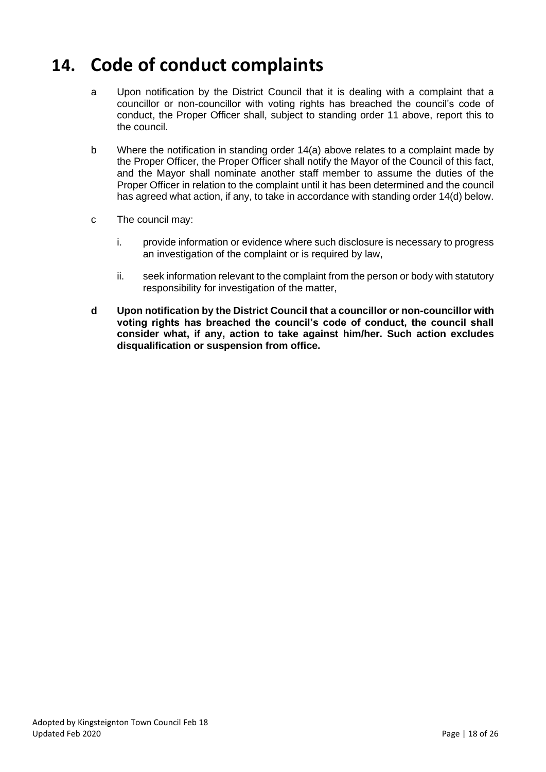# 14. Code of conduct complaints

a Upon notification by the District Council that it is dealing with a complaint that a councillor or non-councillor with voting rights has breached the council's code of conduct, the Proper Officer shall, subject to standing order 11 above, report this to the council.

b Where the notification in standing order 14(a) above relates to a complaint made by the Proper Officer, the Proper Officer shall notify the Mayor of the Council of this fact, and the Mayor shall nominate another staff member to assume the duties of the Proper Officer in relation to the complaint until it has been determined and the council has agreed what action, if any, to take in accordance with standing order 14(d) below.

c The council may:

   i. provide information or evidence where such disclosure is necessary to progress an investigation of the complaint or is required by law,

   ii. seek information relevant to the complaint from the person or body with statutory responsibility for investigation of the matter,

**d Upon notification by the District Council that a councillor or non-councillor with voting rights has breached the council's code of conduct, the council shall consider what, if any, action to take against him/her. Such action excludes disqualification or suspension from office.**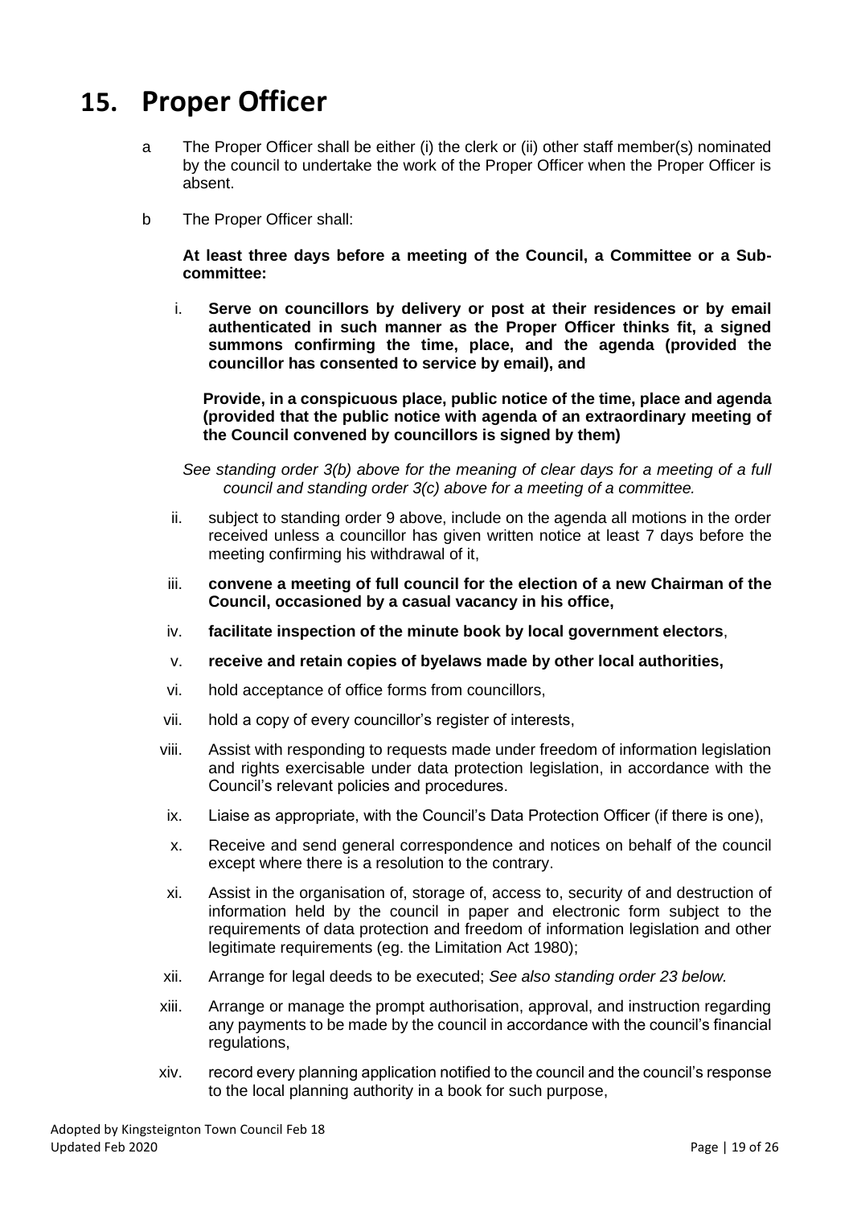# 15. Proper Officer

a The Proper Officer shall be either (i) the clerk or (ii) other staff member(s) nominated by the council to undertake the work of the Proper Officer when the Proper Officer is absent.

b The Proper Officer shall:

**At least three days before a meeting of the Council, a Committee or a Sub-committee:**

i. **Serve on councillors by delivery or post at their residences or by email authenticated in such manner as the Proper Officer thinks fit, a signed summons confirming the time, place, and the agenda (provided the councillor has consented to service by email), and**

   **Provide, in a conspicuous place, public notice of the time, place and agenda (provided that the public notice with agenda of an extraordinary meeting of the Council convened by councillors is signed by them)**

   *See standing order 3(b) above for the meaning of clear days for a meeting of a full council and standing order 3(c) above for a meeting of a committee.*

ii. subject to standing order 9 above, include on the agenda all motions in the order received unless a councillor has given written notice at least 7 days before the meeting confirming his withdrawal of it,

iii. **convene a meeting of full council for the election of a new Chairman of the Council, occasioned by a casual vacancy in his office,**

iv. **facilitate inspection of the minute book by local government electors**,

v. **receive and retain copies of byelaws made by other local authorities,**

vi. hold acceptance of office forms from councillors,

vii. hold a copy of every councillor's register of interests,

viii. Assist with responding to requests made under freedom of information legislation and rights exercisable under data protection legislation, in accordance with the Council's relevant policies and procedures.

ix. Liaise as appropriate, with the Council's Data Protection Officer (if there is one),

x. Receive and send general correspondence and notices on behalf of the council except where there is a resolution to the contrary.

xi. Assist in the organisation of, storage of, access to, security of and destruction of information held by the council in paper and electronic form subject to the requirements of data protection and freedom of information legislation and other legitimate requirements (eg. the Limitation Act 1980);

xii. Arrange for legal deeds to be executed; *See also standing order 23 below.*

xiii. Arrange or manage the prompt authorisation, approval, and instruction regarding any payments to be made by the council in accordance with the council's financial regulations,

xiv. record every planning application notified to the council and the council's response to the local planning authority in a book for such purpose,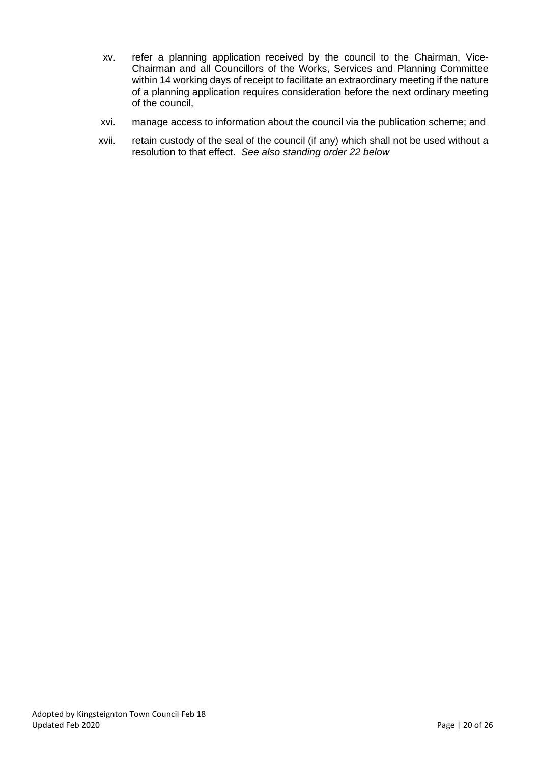xv. refer a planning application received by the council to the Chairman, Vice-Chairman and all Councillors of the Works, Services and Planning Committee within 14 working days of receipt to facilitate an extraordinary meeting if the nature of a planning application requires consideration before the next ordinary meeting of the council,

xvi. manage access to information about the council via the publication scheme; and

xvii. retain custody of the seal of the council (if any) which shall not be used without a resolution to that effect. *See also standing order 22 below*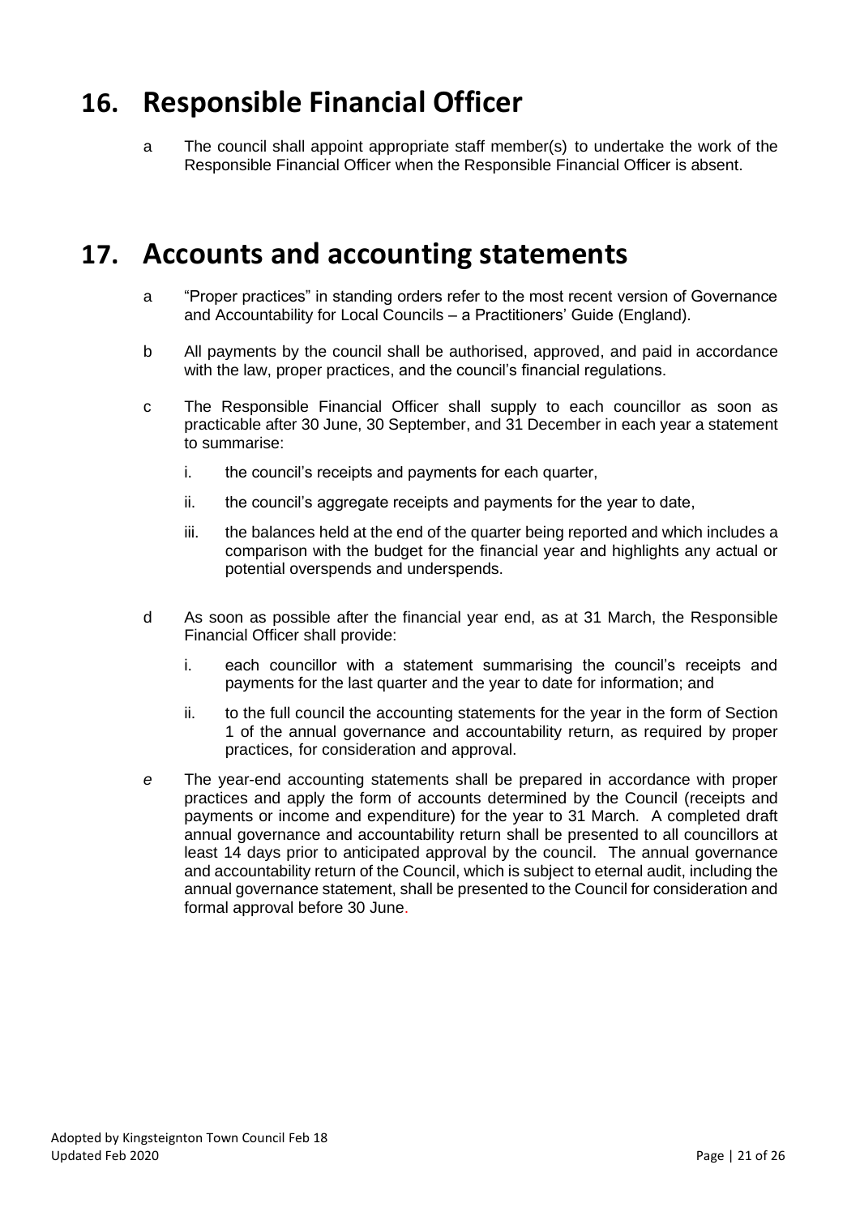# 16. Responsible Financial Officer

a The council shall appoint appropriate staff member(s) to undertake the work of the Responsible Financial Officer when the Responsible Financial Officer is absent.

# 17. Accounts and accounting statements

a "Proper practices" in standing orders refer to the most recent version of Governance and Accountability for Local Councils – a Practitioners' Guide (England).

b All payments by the council shall be authorised, approved, and paid in accordance with the law, proper practices, and the council's financial regulations.

c The Responsible Financial Officer shall supply to each councillor as soon as practicable after 30 June, 30 September, and 31 December in each year a statement to summarise:

  i. the council's receipts and payments for each quarter,

  ii. the council's aggregate receipts and payments for the year to date,

  iii. the balances held at the end of the quarter being reported and which includes a comparison with the budget for the financial year and highlights any actual or potential overspends and underspends.

d As soon as possible after the financial year end, as at 31 March, the Responsible Financial Officer shall provide:

  i. each councillor with a statement summarising the council's receipts and payments for the last quarter and the year to date for information; and

  ii. to the full council the accounting statements for the year in the form of Section 1 of the annual governance and accountability return, as required by proper practices, for consideration and approval.

*e* The year-end accounting statements shall be prepared in accordance with proper practices and apply the form of accounts determined by the Council (receipts and payments or income and expenditure) for the year to 31 March. A completed draft annual governance and accountability return shall be presented to all councillors at least 14 days prior to anticipated approval by the council. The annual governance and accountability return of the Council, which is subject to eternal audit, including the annual governance statement, shall be presented to the Council for consideration and formal approval before 30 June.

Adopted by Kingsteignton Town Council Feb 18
Updated Feb 2020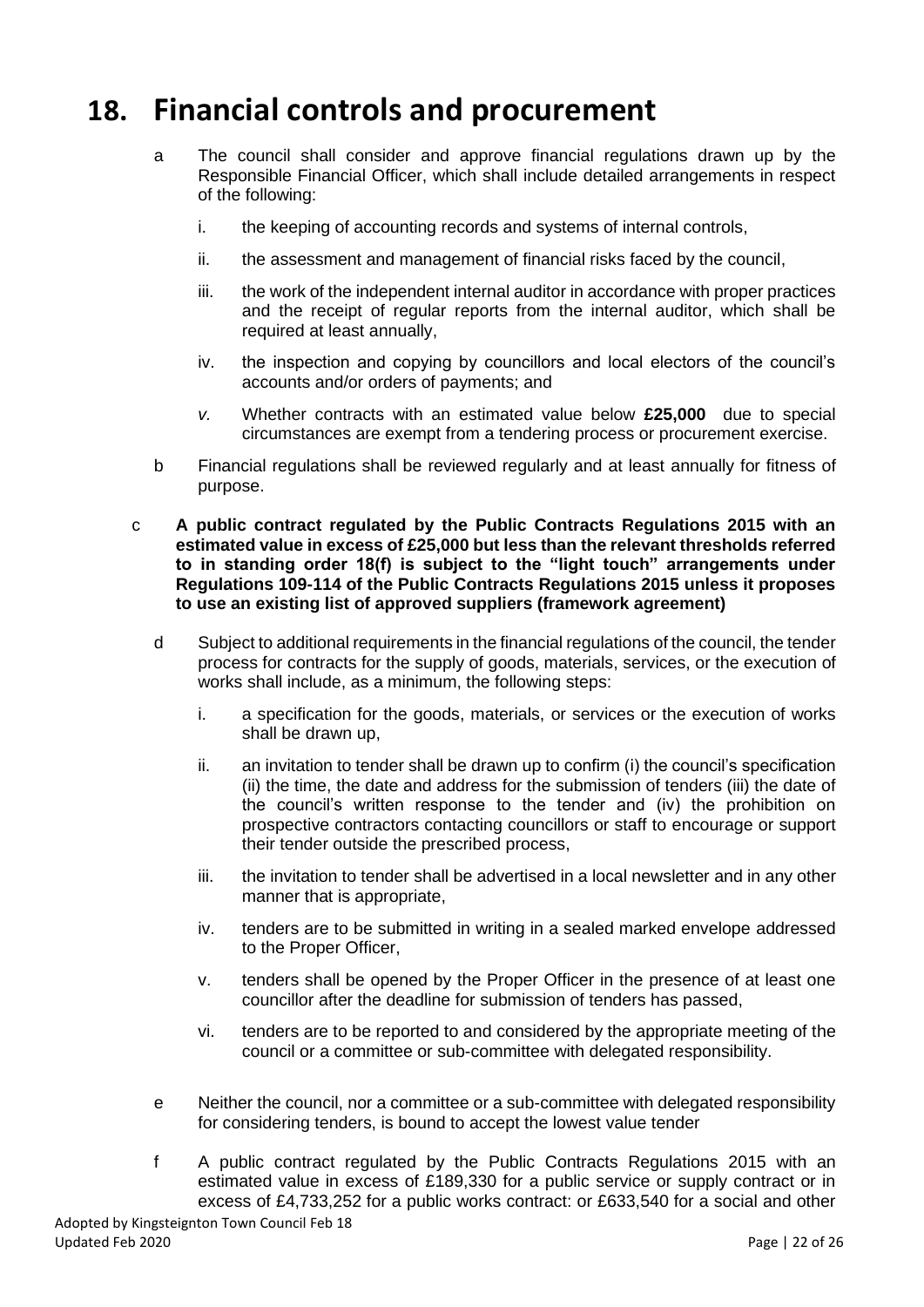# 18. Financial controls and procurement

a The council shall consider and approve financial regulations drawn up by the Responsible Financial Officer, which shall include detailed arrangements in respect of the following:

  i. the keeping of accounting records and systems of internal controls,

  ii. the assessment and management of financial risks faced by the council,

  iii. the work of the independent internal auditor in accordance with proper practices and the receipt of regular reports from the internal auditor, which shall be required at least annually,

  iv. the inspection and copying by councillors and local electors of the council's accounts and/or orders of payments; and

  *v.* Whether contracts with an estimated value below **£25,000** due to special circumstances are exempt from a tendering process or procurement exercise.

b Financial regulations shall be reviewed regularly and at least annually for fitness of purpose.

c **A public contract regulated by the Public Contracts Regulations 2015 with an estimated value in excess of £25,000 but less than the relevant thresholds referred to in standing order 18(f) is subject to the "light touch" arrangements under Regulations 109-114 of the Public Contracts Regulations 2015 unless it proposes to use an existing list of approved suppliers (framework agreement)**

d Subject to additional requirements in the financial regulations of the council, the tender process for contracts for the supply of goods, materials, services, or the execution of works shall include, as a minimum, the following steps:

  i. a specification for the goods, materials, or services or the execution of works shall be drawn up,

  ii. an invitation to tender shall be drawn up to confirm (i) the council's specification (ii) the time, the date and address for the submission of tenders (iii) the date of the council's written response to the tender and (iv) the prohibition on prospective contractors contacting councillors or staff to encourage or support their tender outside the prescribed process,

  iii. the invitation to tender shall be advertised in a local newsletter and in any other manner that is appropriate,

  iv. tenders are to be submitted in writing in a sealed marked envelope addressed to the Proper Officer,

  v. tenders shall be opened by the Proper Officer in the presence of at least one councillor after the deadline for submission of tenders has passed,

  vi. tenders are to be reported to and considered by the appropriate meeting of the council or a committee or sub-committee with delegated responsibility.

e Neither the council, nor a committee or a sub-committee with delegated responsibility for considering tenders, is bound to accept the lowest value tender

f A public contract regulated by the Public Contracts Regulations 2015 with an estimated value in excess of £189,330 for a public service or supply contract or in excess of £4,733,252 for a public works contract: or £633,540 for a social and other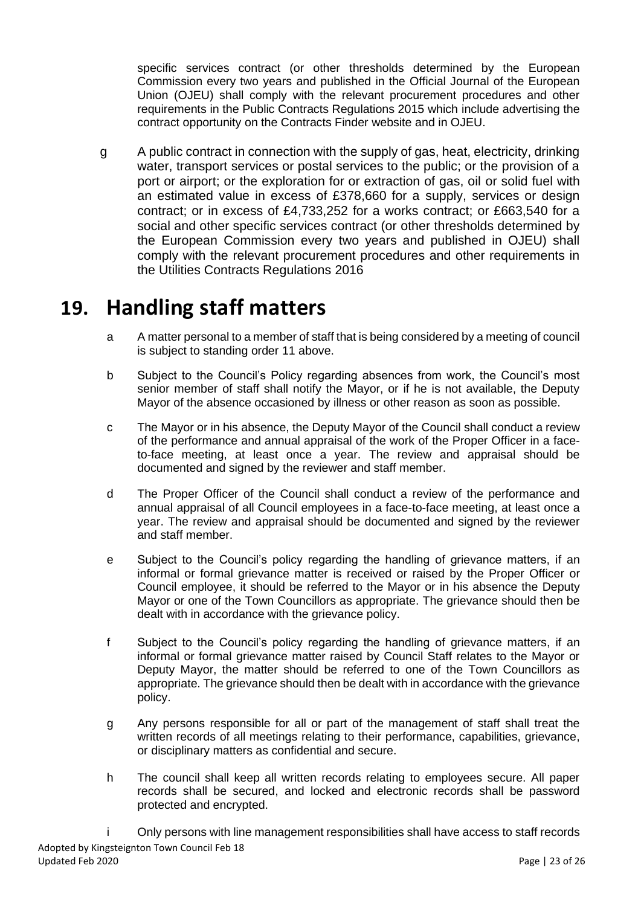specific services contract (or other thresholds determined by the European Commission every two years and published in the Official Journal of the European Union (OJEU) shall comply with the relevant procurement procedures and other requirements in the Public Contracts Regulations 2015 which include advertising the contract opportunity on the Contracts Finder website and in OJEU.

g A public contract in connection with the supply of gas, heat, electricity, drinking water, transport services or postal services to the public; or the provision of a port or airport; or the exploration for or extraction of gas, oil or solid fuel with an estimated value in excess of £378,660 for a supply, services or design contract; or in excess of £4,733,252 for a works contract; or £663,540 for a social and other specific services contract (or other thresholds determined by the European Commission every two years and published in OJEU) shall comply with the relevant procurement procedures and other requirements in the Utilities Contracts Regulations 2016

# 19. Handling staff matters

a A matter personal to a member of staff that is being considered by a meeting of council is subject to standing order 11 above.

b Subject to the Council's Policy regarding absences from work, the Council's most senior member of staff shall notify the Mayor, or if he is not available, the Deputy Mayor of the absence occasioned by illness or other reason as soon as possible.

c The Mayor or in his absence, the Deputy Mayor of the Council shall conduct a review of the performance and annual appraisal of the work of the Proper Officer in a face-to-face meeting, at least once a year. The review and appraisal should be documented and signed by the reviewer and staff member.

d The Proper Officer of the Council shall conduct a review of the performance and annual appraisal of all Council employees in a face-to-face meeting, at least once a year. The review and appraisal should be documented and signed by the reviewer and staff member.

e Subject to the Council's policy regarding the handling of grievance matters, if an informal or formal grievance matter is received or raised by the Proper Officer or Council employee, it should be referred to the Mayor or in his absence the Deputy Mayor or one of the Town Councillors as appropriate. The grievance should then be dealt with in accordance with the grievance policy.

f Subject to the Council's policy regarding the handling of grievance matters, if an informal or formal grievance matter raised by Council Staff relates to the Mayor or Deputy Mayor, the matter should be referred to one of the Town Councillors as appropriate. The grievance should then be dealt with in accordance with the grievance policy.

g Any persons responsible for all or part of the management of staff shall treat the written records of all meetings relating to their performance, capabilities, grievance, or disciplinary matters as confidential and secure.

h The council shall keep all written records relating to employees secure. All paper records shall be secured, and locked and electronic records shall be password protected and encrypted.

i Only persons with line management responsibilities shall have access to staff records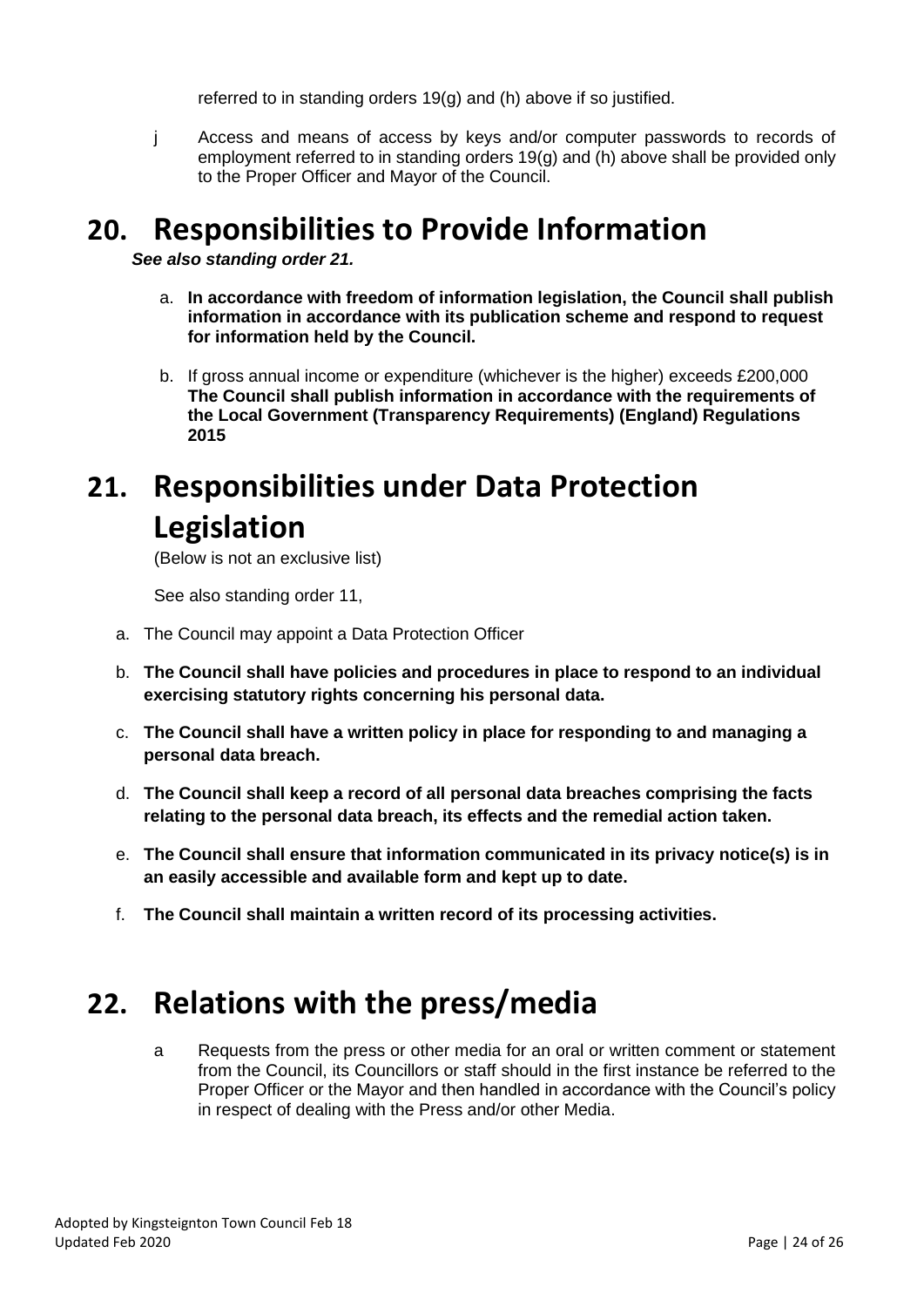referred to in standing orders 19(g) and (h) above if so justified.

j Access and means of access by keys and/or computer passwords to records of employment referred to in standing orders 19(g) and (h) above shall be provided only to the Proper Officer and Mayor of the Council.

# 20. Responsibilities to Provide Information

***See also standing order 21.***

a. **In accordance with freedom of information legislation, the Council shall publish information in accordance with its publication scheme and respond to request for information held by the Council.**

b. If gross annual income or expenditure (whichever is the higher) exceeds £200,000 **The Council shall publish information in accordance with the requirements of the Local Government (Transparency Requirements) (England) Regulations 2015**

# 21. Responsibilities under Data Protection Legislation

(Below is not an exclusive list)

See also standing order 11,

a. The Council may appoint a Data Protection Officer

b. **The Council shall have policies and procedures in place to respond to an individual exercising statutory rights concerning his personal data.**

c. **The Council shall have a written policy in place for responding to and managing a personal data breach.**

d. **The Council shall keep a record of all personal data breaches comprising the facts relating to the personal data breach, its effects and the remedial action taken.**

e. **The Council shall ensure that information communicated in its privacy notice(s) is in an easily accessible and available form and kept up to date.**

f. **The Council shall maintain a written record of its processing activities.**

# 22. Relations with the press/media

a Requests from the press or other media for an oral or written comment or statement from the Council, its Councillors or staff should in the first instance be referred to the Proper Officer or the Mayor and then handled in accordance with the Council's policy in respect of dealing with the Press and/or other Media.

Adopted by Kingsteignton Town Council Feb 18
Updated Feb 2020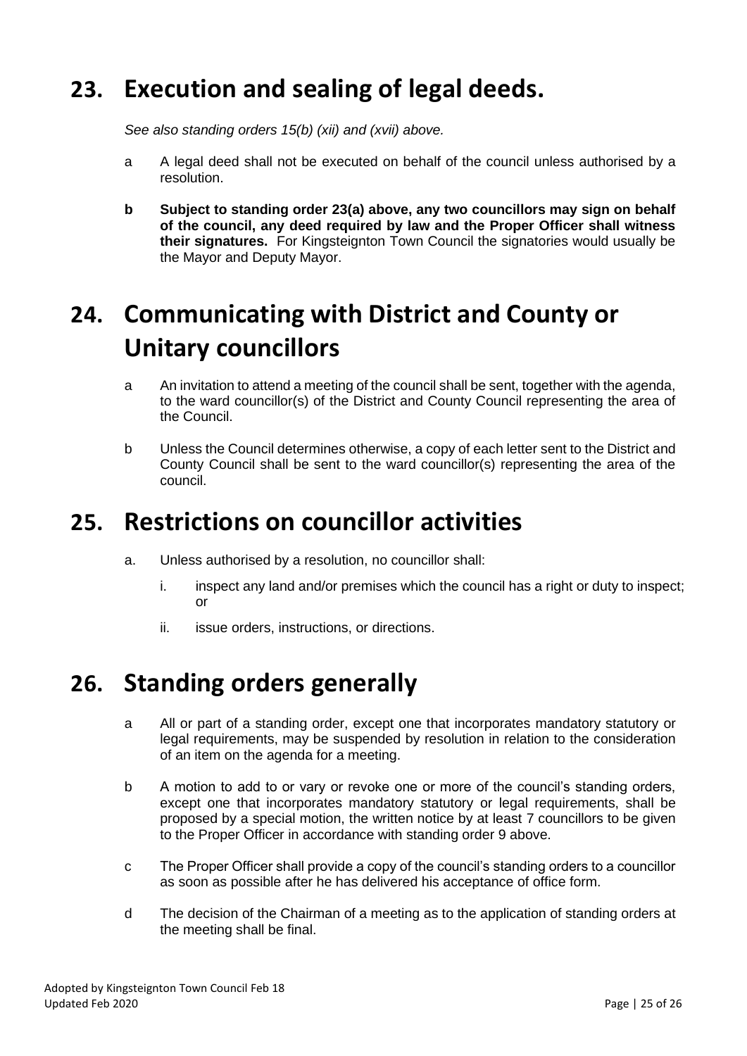## 23. Execution and sealing of legal deeds.

*See also standing orders 15(b) (xii) and (xvii) above.*

a A legal deed shall not be executed on behalf of the council unless authorised by a resolution.

**b Subject to standing order 23(a) above, any two councillors may sign on behalf of the council, any deed required by law and the Proper Officer shall witness their signatures.** For Kingsteignton Town Council the signatories would usually be the Mayor and Deputy Mayor.

## 24. Communicating with District and County or Unitary councillors

a An invitation to attend a meeting of the council shall be sent, together with the agenda, to the ward councillor(s) of the District and County Council representing the area of the Council.

b Unless the Council determines otherwise, a copy of each letter sent to the District and County Council shall be sent to the ward councillor(s) representing the area of the council.

## 25. Restrictions on councillor activities

a. Unless authorised by a resolution, no councillor shall:

   i. inspect any land and/or premises which the council has a right or duty to inspect; or

   ii. issue orders, instructions, or directions.

## 26. Standing orders generally

a All or part of a standing order, except one that incorporates mandatory statutory or legal requirements, may be suspended by resolution in relation to the consideration of an item on the agenda for a meeting.

b A motion to add to or vary or revoke one or more of the council's standing orders, except one that incorporates mandatory statutory or legal requirements, shall be proposed by a special motion, the written notice by at least 7 councillors to be given to the Proper Officer in accordance with standing order 9 above.

c The Proper Officer shall provide a copy of the council's standing orders to a councillor as soon as possible after he has delivered his acceptance of office form.

d The decision of the Chairman of a meeting as to the application of standing orders at the meeting shall be final.

Adopted by Kingsteignton Town Council Feb 18
Updated Feb 2020